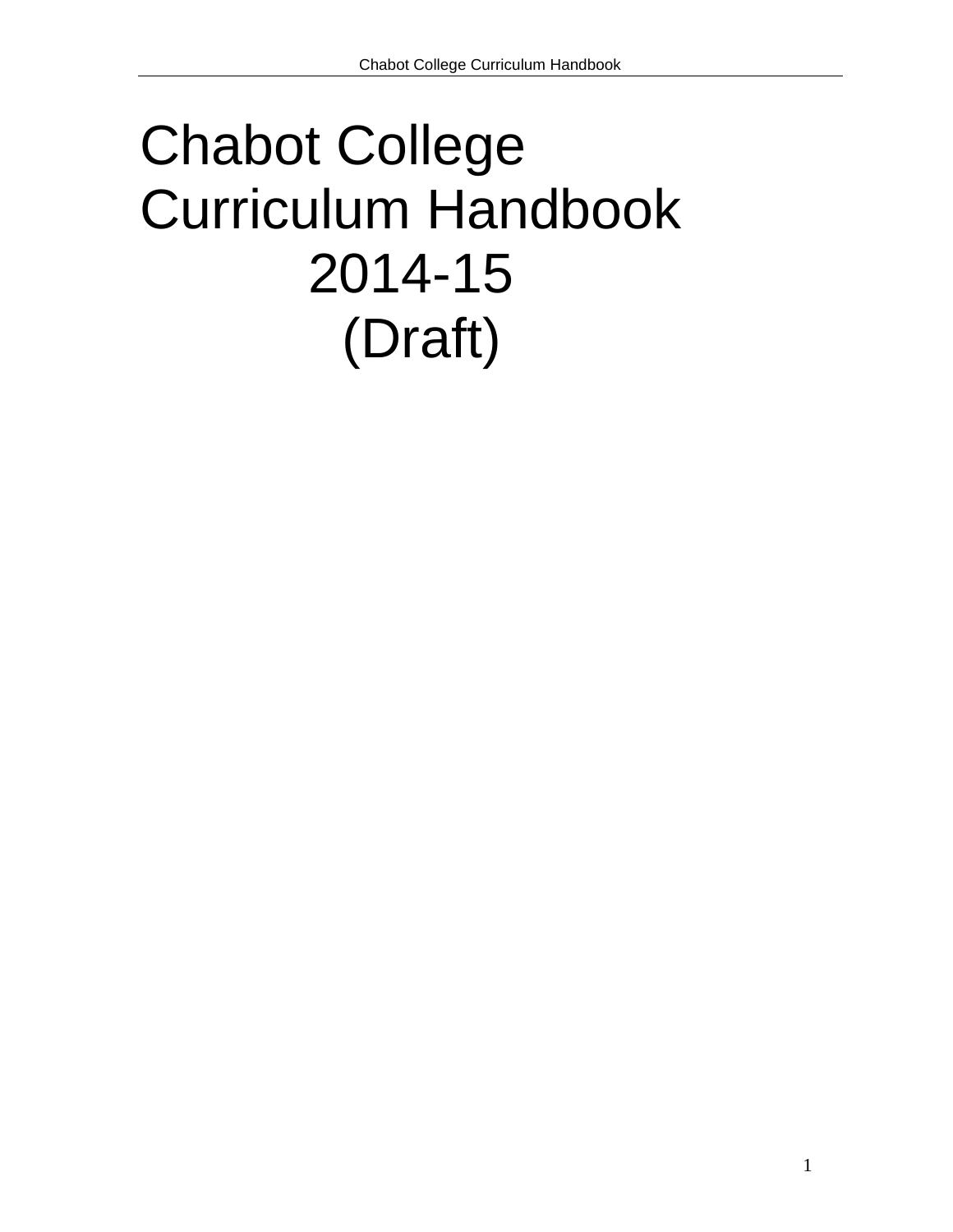# Chabot College Curriculum Handbook 2014-15 (Draft)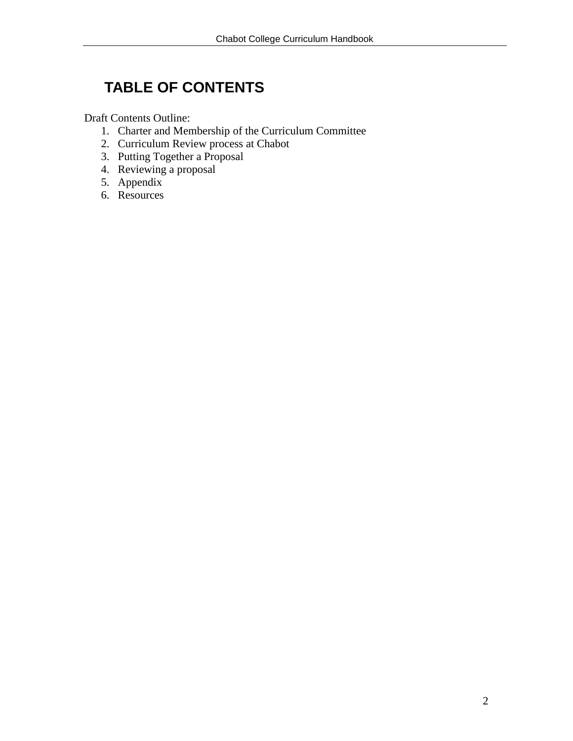# TABLE OF CONTENTS

Draft Contents Outline:

1. Charter and Membership of the Curriculum Committee
2. Curriculum Review process at Chabot
3. Putting Together a Proposal
4. Reviewing a proposal
5. Appendix
6. Resources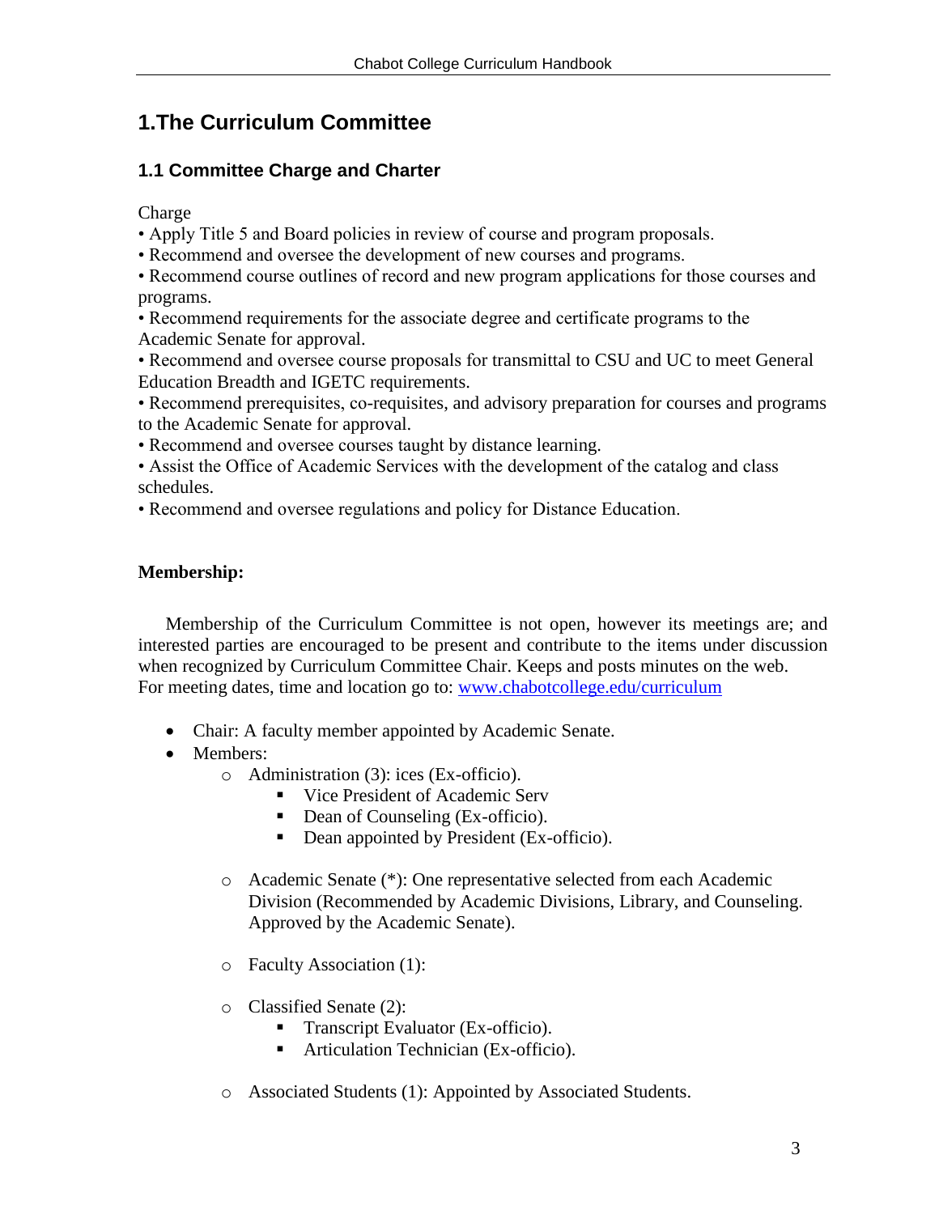# 1.The Curriculum Committee

## 1.1 Committee Charge and Charter

Charge

- Apply Title 5 and Board policies in review of course and program proposals.
- Recommend and oversee the development of new courses and programs.
- Recommend course outlines of record and new program applications for those courses and programs.
- Recommend requirements for the associate degree and certificate programs to the Academic Senate for approval.
- Recommend and oversee course proposals for transmittal to CSU and UC to meet General Education Breadth and IGETC requirements.
- Recommend prerequisites, co-requisites, and advisory preparation for courses and programs to the Academic Senate for approval.
- Recommend and oversee courses taught by distance learning.
- Assist the Office of Academic Services with the development of the catalog and class schedules.
- Recommend and oversee regulations and policy for Distance Education.

**Membership:**

Membership of the Curriculum Committee is not open, however its meetings are; and interested parties are encouraged to be present and contribute to the items under discussion when recognized by Curriculum Committee Chair. Keeps and posts minutes on the web. For meeting dates, time and location go to: [www.chabotcollege.edu/curriculum](http://www.chabotcollege.edu/curriculum)

- Chair: A faculty member appointed by Academic Senate.
- Members:
  - Administration (3): ices (Ex-officio).
    - Vice President of Academic Serv
    - Dean of Counseling (Ex-officio).
    - Dean appointed by President (Ex-officio).
  - Academic Senate (*): One representative selected from each Academic Division (Recommended by Academic Divisions, Library, and Counseling. Approved by the Academic Senate).
  - Faculty Association (1):
  - Classified Senate (2):
    - Transcript Evaluator (Ex-officio).
    - Articulation Technician (Ex-officio).
  - Associated Students (1): Appointed by Associated Students.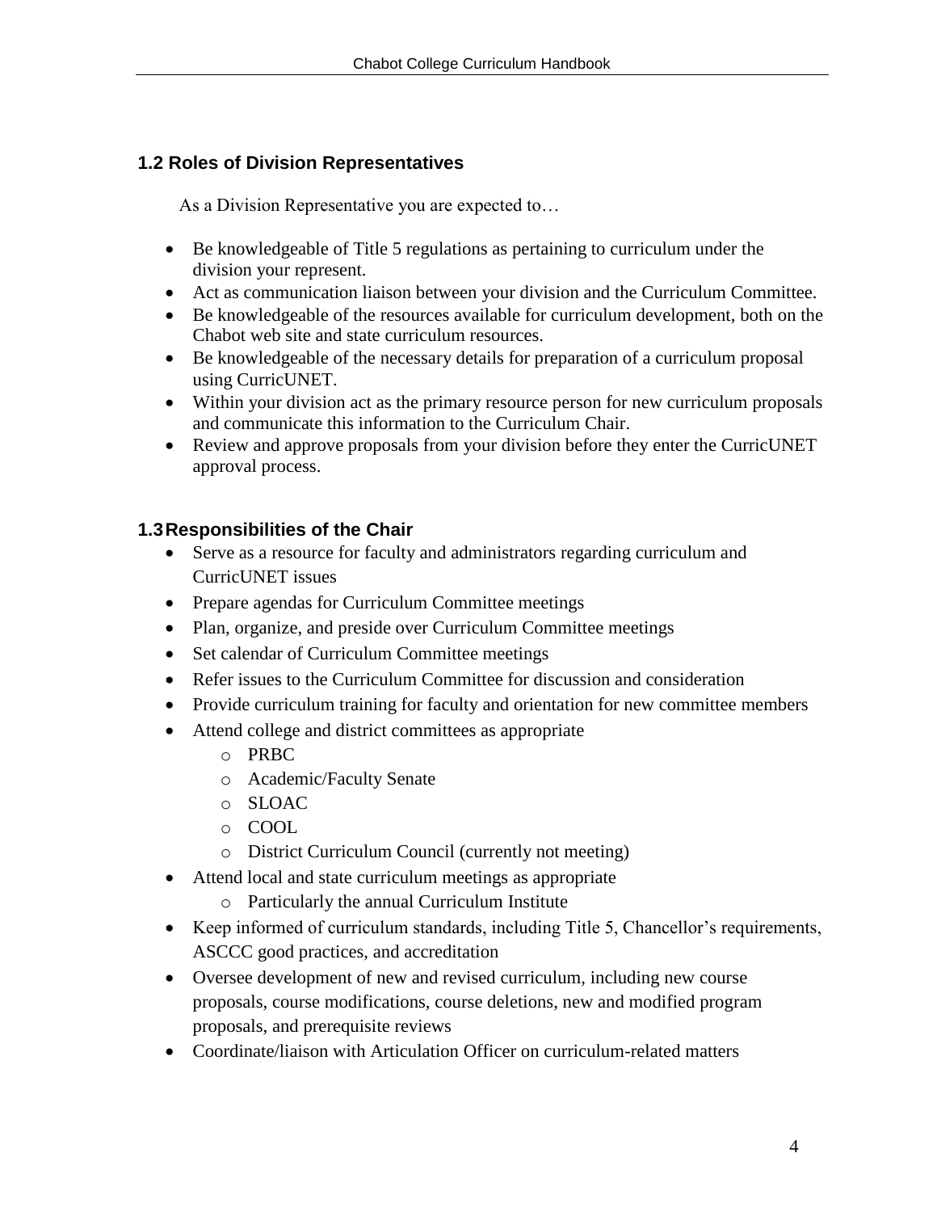## 1.2 Roles of Division Representatives

As a Division Representative you are expected to…

- Be knowledgeable of Title 5 regulations as pertaining to curriculum under the division your represent.
- Act as communication liaison between your division and the Curriculum Committee.
- Be knowledgeable of the resources available for curriculum development, both on the Chabot web site and state curriculum resources.
- Be knowledgeable of the necessary details for preparation of a curriculum proposal using CurricUNET.
- Within your division act as the primary resource person for new curriculum proposals and communicate this information to the Curriculum Chair.
- Review and approve proposals from your division before they enter the CurricUNET approval process.

## 1.3 Responsibilities of the Chair

- Serve as a resource for faculty and administrators regarding curriculum and CurricUNET issues
- Prepare agendas for Curriculum Committee meetings
- Plan, organize, and preside over Curriculum Committee meetings
- Set calendar of Curriculum Committee meetings
- Refer issues to the Curriculum Committee for discussion and consideration
- Provide curriculum training for faculty and orientation for new committee members
- Attend college and district committees as appropriate
  - PRBC
  - Academic/Faculty Senate
  - SLOAC
  - COOL
  - District Curriculum Council (currently not meeting)
- Attend local and state curriculum meetings as appropriate
  - Particularly the annual Curriculum Institute
- Keep informed of curriculum standards, including Title 5, Chancellor's requirements, ASCCC good practices, and accreditation
- Oversee development of new and revised curriculum, including new course proposals, course modifications, course deletions, new and modified program proposals, and prerequisite reviews
- Coordinate/liaison with Articulation Officer on curriculum-related matters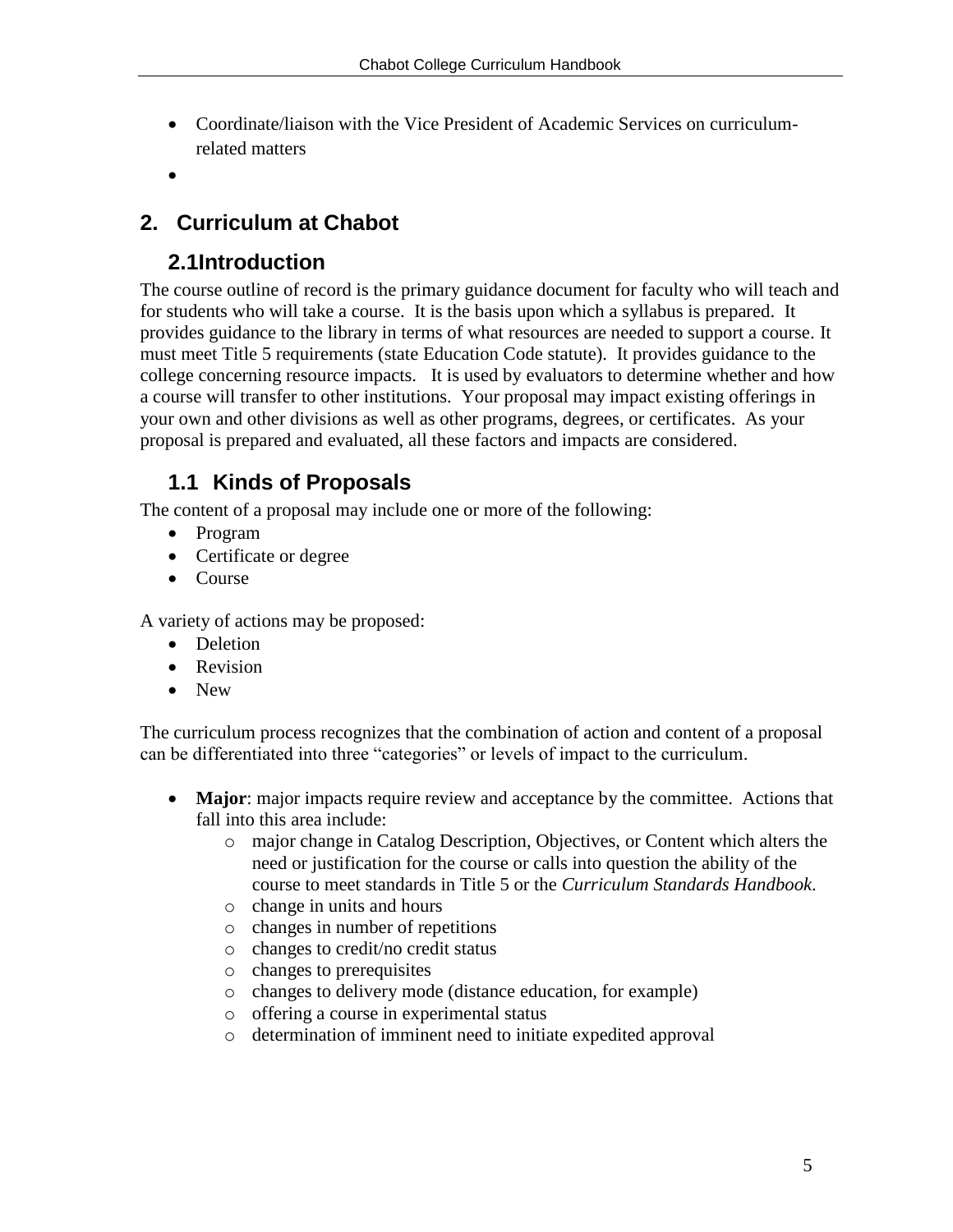- Coordinate/liaison with the Vice President of Academic Services on curriculum-related matters
- 

## 2. Curriculum at Chabot

### 2.1Introduction

The course outline of record is the primary guidance document for faculty who will teach and for students who will take a course. It is the basis upon which a syllabus is prepared. It provides guidance to the library in terms of what resources are needed to support a course. It must meet Title 5 requirements (state Education Code statute). It provides guidance to the college concerning resource impacts. It is used by evaluators to determine whether and how a course will transfer to other institutions. Your proposal may impact existing offerings in your own and other divisions as well as other programs, degrees, or certificates. As your proposal is prepared and evaluated, all these factors and impacts are considered.

### 1.1 Kinds of Proposals

The content of a proposal may include one or more of the following:

- Program
- Certificate or degree
- Course

A variety of actions may be proposed:

- Deletion
- Revision
- New

The curriculum process recognizes that the combination of action and content of a proposal can be differentiated into three "categories" or levels of impact to the curriculum.

- **Major**: major impacts require review and acceptance by the committee. Actions that fall into this area include:
  - major change in Catalog Description, Objectives, or Content which alters the need or justification for the course or calls into question the ability of the course to meet standards in Title 5 or the *Curriculum Standards Handbook*.
  - change in units and hours
  - changes in number of repetitions
  - changes to credit/no credit status
  - changes to prerequisites
  - changes to delivery mode (distance education, for example)
  - offering a course in experimental status
  - determination of imminent need to initiate expedited approval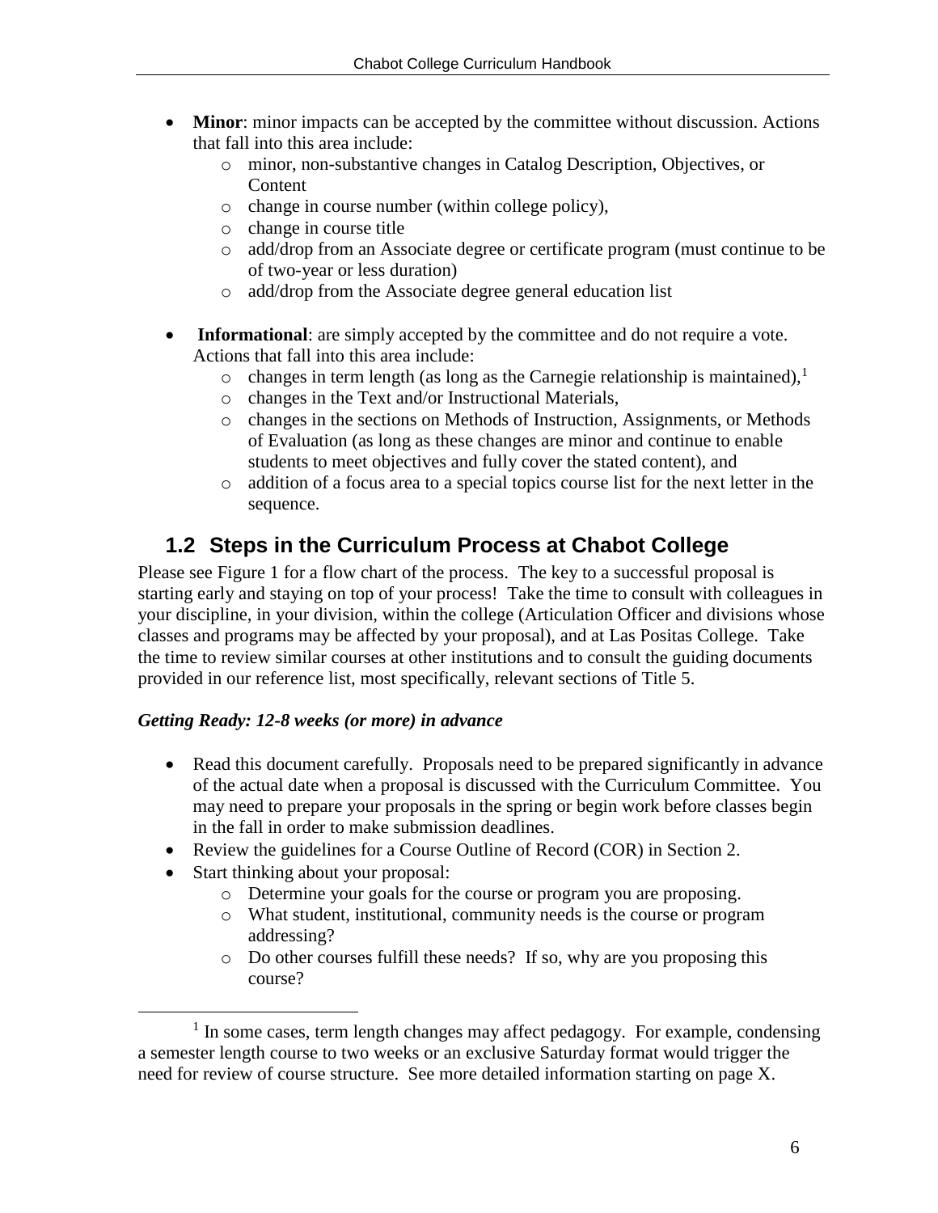- **Minor**: minor impacts can be accepted by the committee without discussion. Actions that fall into this area include:
  - minor, non-substantive changes in Catalog Description, Objectives, or Content
  - change in course number (within college policy),
  - change in course title
  - add/drop from an Associate degree or certificate program (must continue to be of two-year or less duration)
  - add/drop from the Associate degree general education list
- **Informational**: are simply accepted by the committee and do not require a vote. Actions that fall into this area include:
  - changes in term length (as long as the Carnegie relationship is maintained),[1]
  - changes in the Text and/or Instructional Materials,
  - changes in the sections on Methods of Instruction, Assignments, or Methods of Evaluation (as long as these changes are minor and continue to enable students to meet objectives and fully cover the stated content), and
  - addition of a focus area to a special topics course list for the next letter in the sequence.

## 1.2 Steps in the Curriculum Process at Chabot College

Please see Figure 1 for a flow chart of the process. The key to a successful proposal is starting early and staying on top of your process! Take the time to consult with colleagues in your discipline, in your division, within the college (Articulation Officer and divisions whose classes and programs may be affected by your proposal), and at Las Positas College. Take the time to review similar courses at other institutions and to consult the guiding documents provided in our reference list, most specifically, relevant sections of Title 5.

***Getting Ready: 12-8 weeks (or more) in advance***

- Read this document carefully. Proposals need to be prepared significantly in advance of the actual date when a proposal is discussed with the Curriculum Committee. You may need to prepare your proposals in the spring or begin work before classes begin in the fall in order to make submission deadlines.
- Review the guidelines for a Course Outline of Record (COR) in Section 2.
- Start thinking about your proposal:
  - Determine your goals for the course or program you are proposing.
  - What student, institutional, community needs is the course or program addressing?
  - Do other courses fulfill these needs? If so, why are you proposing this course?

[1] In some cases, term length changes may affect pedagogy. For example, condensing a semester length course to two weeks or an exclusive Saturday format would trigger the need for review of course structure. See more detailed information starting on page X.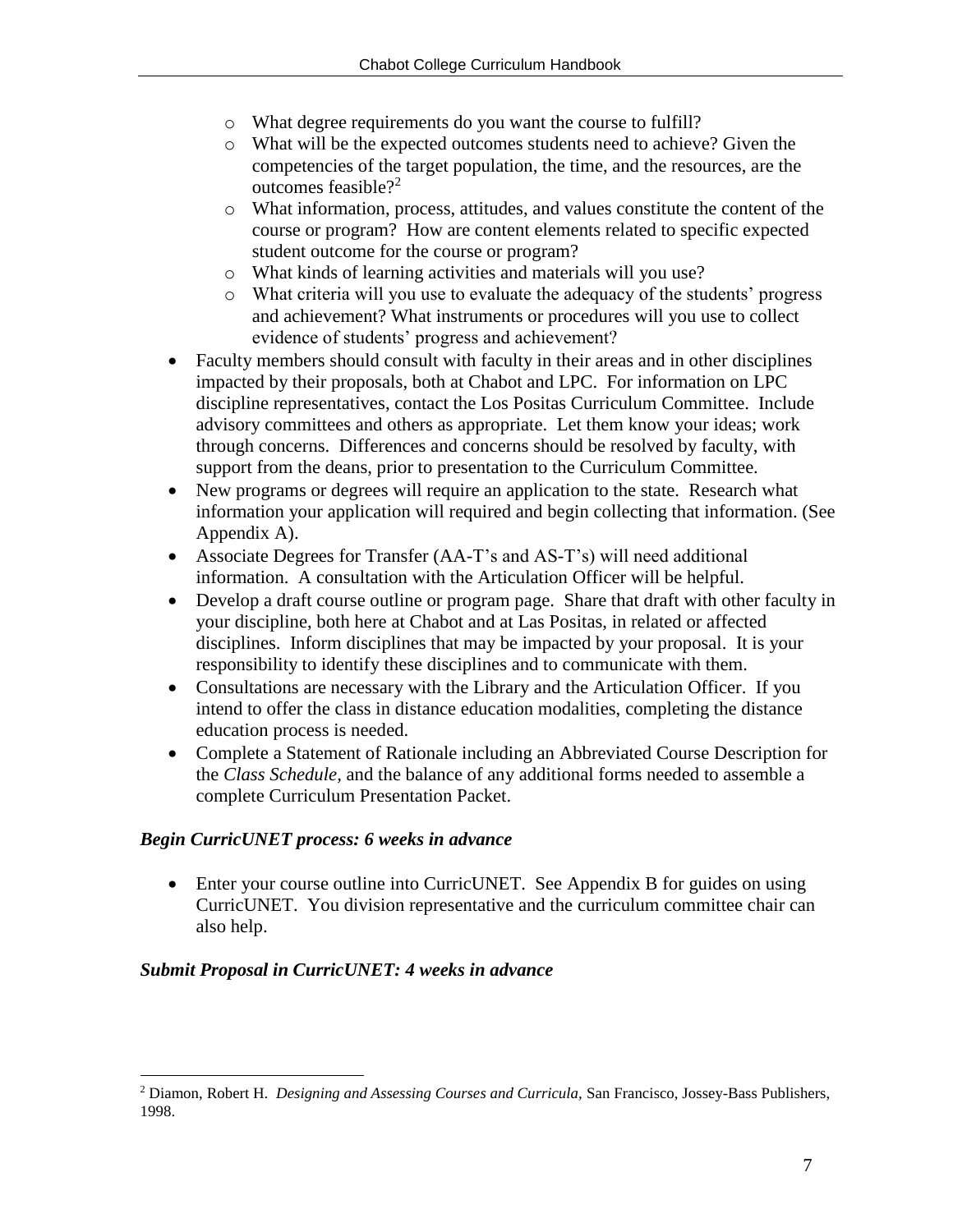- What degree requirements do you want the course to fulfill?
   - What will be the expected outcomes students need to achieve? Given the competencies of the target population, the time, and the resources, are the outcomes feasible?[2]
   - What information, process, attitudes, and values constitute the content of the course or program? How are content elements related to specific expected student outcome for the course or program?
   - What kinds of learning activities and materials will you use?
   - What criteria will you use to evaluate the adequacy of the students' progress and achievement? What instruments or procedures will you use to collect evidence of students' progress and achievement?
- Faculty members should consult with faculty in their areas and in other disciplines impacted by their proposals, both at Chabot and LPC. For information on LPC discipline representatives, contact the Los Positas Curriculum Committee. Include advisory committees and others as appropriate. Let them know your ideas; work through concerns. Differences and concerns should be resolved by faculty, with support from the deans, prior to presentation to the Curriculum Committee.
- New programs or degrees will require an application to the state. Research what information your application will required and begin collecting that information. (See Appendix A).
- Associate Degrees for Transfer (AA-T's and AS-T's) will need additional information. A consultation with the Articulation Officer will be helpful.
- Develop a draft course outline or program page. Share that draft with other faculty in your discipline, both here at Chabot and at Las Positas, in related or affected disciplines. Inform disciplines that may be impacted by your proposal. It is your responsibility to identify these disciplines and to communicate with them.
- Consultations are necessary with the Library and the Articulation Officer. If you intend to offer the class in distance education modalities, completing the distance education process is needed.
- Complete a Statement of Rationale including an Abbreviated Course Description for the *Class Schedule*, and the balance of any additional forms needed to assemble a complete Curriculum Presentation Packet.

***Begin CurricUNET process: 6 weeks in advance***

- Enter your course outline into CurricUNET. See Appendix B for guides on using CurricUNET. You division representative and the curriculum committee chair can also help.

***Submit Proposal in CurricUNET: 4 weeks in advance***

---

[2] Diamon, Robert H. *Designing and Assessing Courses and Curricula*, San Francisco, Jossey-Bass Publishers, 1998.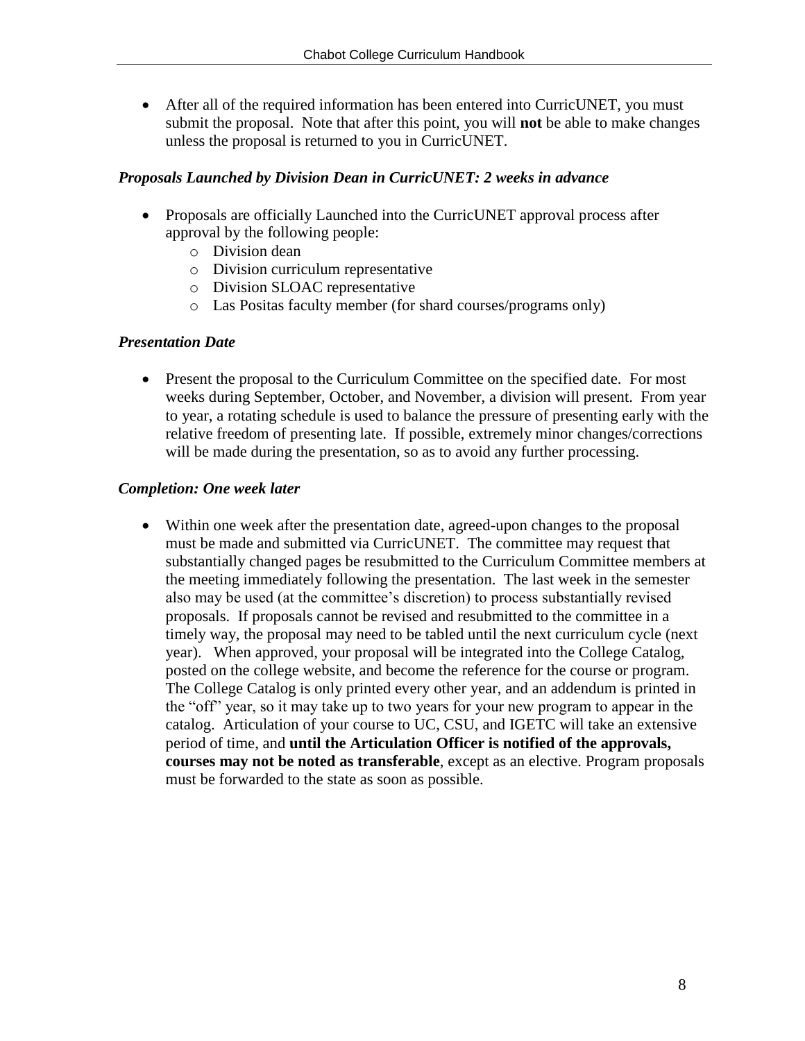- After all of the required information has been entered into CurricUNET, you must submit the proposal. Note that after this point, you will **not** be able to make changes unless the proposal is returned to you in CurricUNET.

### *Proposals Launched by Division Dean in CurricUNET: 2 weeks in advance*

- Proposals are officially Launched into the CurricUNET approval process after approval by the following people:
  - Division dean
  - Division curriculum representative
  - Division SLOAC representative
  - Las Positas faculty member (for shard courses/programs only)

### *Presentation Date*

- Present the proposal to the Curriculum Committee on the specified date. For most weeks during September, October, and November, a division will present. From year to year, a rotating schedule is used to balance the pressure of presenting early with the relative freedom of presenting late. If possible, extremely minor changes/corrections will be made during the presentation, so as to avoid any further processing.

### *Completion: One week later*

- Within one week after the presentation date, agreed-upon changes to the proposal must be made and submitted via CurricUNET. The committee may request that substantially changed pages be resubmitted to the Curriculum Committee members at the meeting immediately following the presentation. The last week in the semester also may be used (at the committee's discretion) to process substantially revised proposals. If proposals cannot be revised and resubmitted to the committee in a timely way, the proposal may need to be tabled until the next curriculum cycle (next year). When approved, your proposal will be integrated into the College Catalog, posted on the college website, and become the reference for the course or program. The College Catalog is only printed every other year, and an addendum is printed in the "off" year, so it may take up to two years for your new program to appear in the catalog. Articulation of your course to UC, CSU, and IGETC will take an extensive period of time, and **until the Articulation Officer is notified of the approvals, courses may not be noted as transferable**, except as an elective. Program proposals must be forwarded to the state as soon as possible.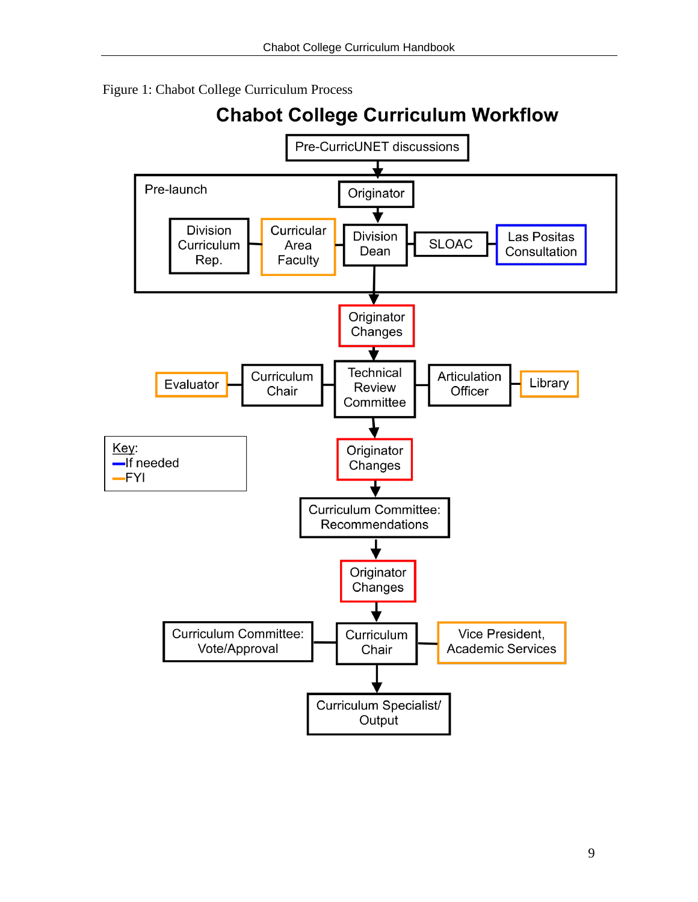Figure 1: Chabot College Curriculum Process

# Chabot College Curriculum Workflow

Pre-CurricUNET discussions

Pre-launch

Originator

Division Curriculum Rep.

Curricular Area Faculty

Division Dean

SLOAC

Las Positas Consultation

Originator Changes

Evaluator

Curriculum Chair

Technical Review Committee

Articulation Officer

Library

Key:
—If needed
—FYI

Originator Changes

Curriculum Committee: Recommendations

Originator Changes

Curriculum Committee: Vote/Approval

Curriculum Chair

Vice President, Academic Services

Curriculum Specialist/ Output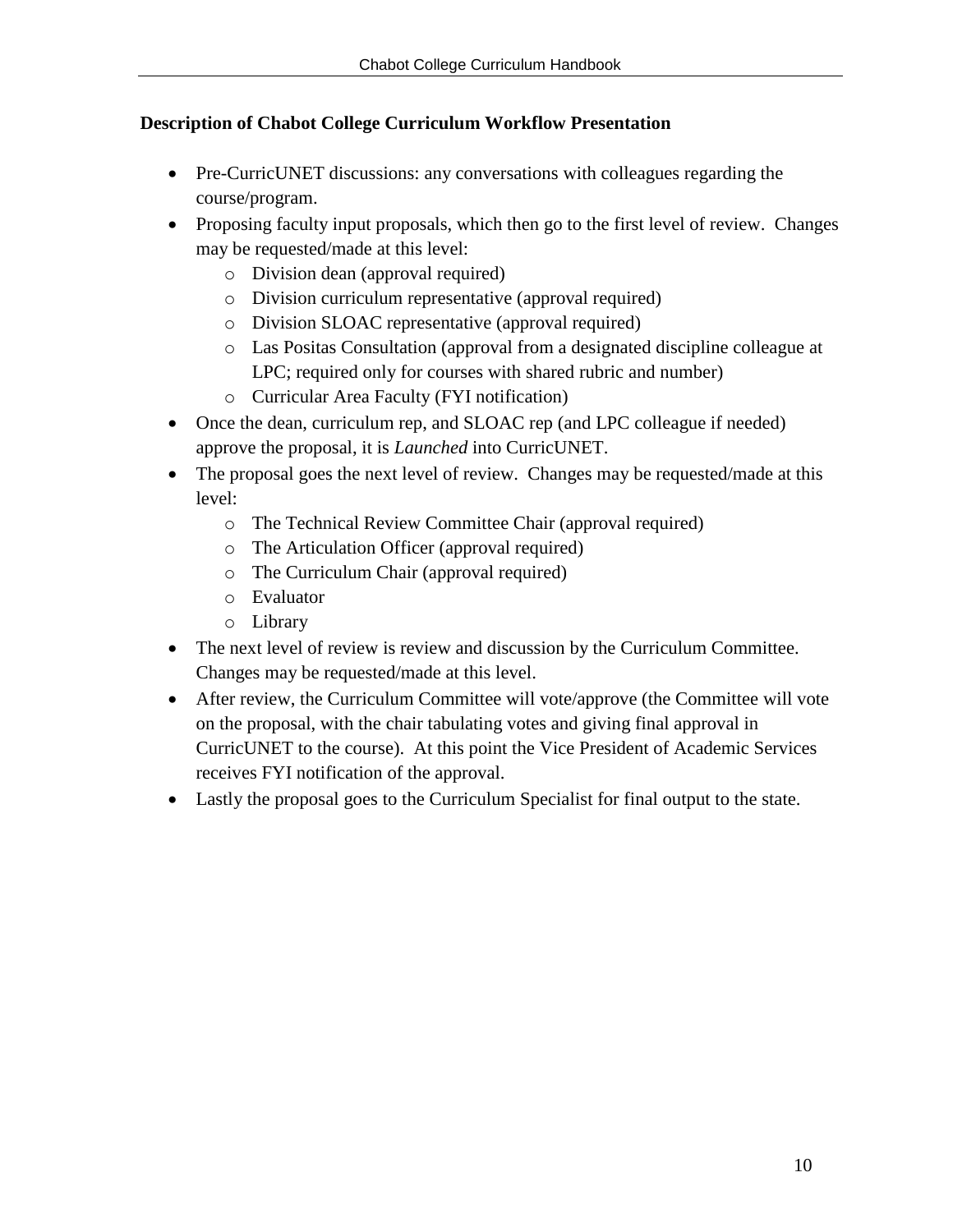**Description of Chabot College Curriculum Workflow Presentation**

- Pre-CurricUNET discussions: any conversations with colleagues regarding the course/program.
- Proposing faculty input proposals, which then go to the first level of review. Changes may be requested/made at this level:
    - Division dean (approval required)
    - Division curriculum representative (approval required)
    - Division SLOAC representative (approval required)
    - Las Positas Consultation (approval from a designated discipline colleague at LPC; required only for courses with shared rubric and number)
    - Curricular Area Faculty (FYI notification)
- Once the dean, curriculum rep, and SLOAC rep (and LPC colleague if needed) approve the proposal, it is *Launched* into CurricUNET.
- The proposal goes the next level of review. Changes may be requested/made at this level:
    - The Technical Review Committee Chair (approval required)
    - The Articulation Officer (approval required)
    - The Curriculum Chair (approval required)
    - Evaluator
    - Library
- The next level of review is review and discussion by the Curriculum Committee. Changes may be requested/made at this level.
- After review, the Curriculum Committee will vote/approve (the Committee will vote on the proposal, with the chair tabulating votes and giving final approval in CurricUNET to the course). At this point the Vice President of Academic Services receives FYI notification of the approval.
- Lastly the proposal goes to the Curriculum Specialist for final output to the state.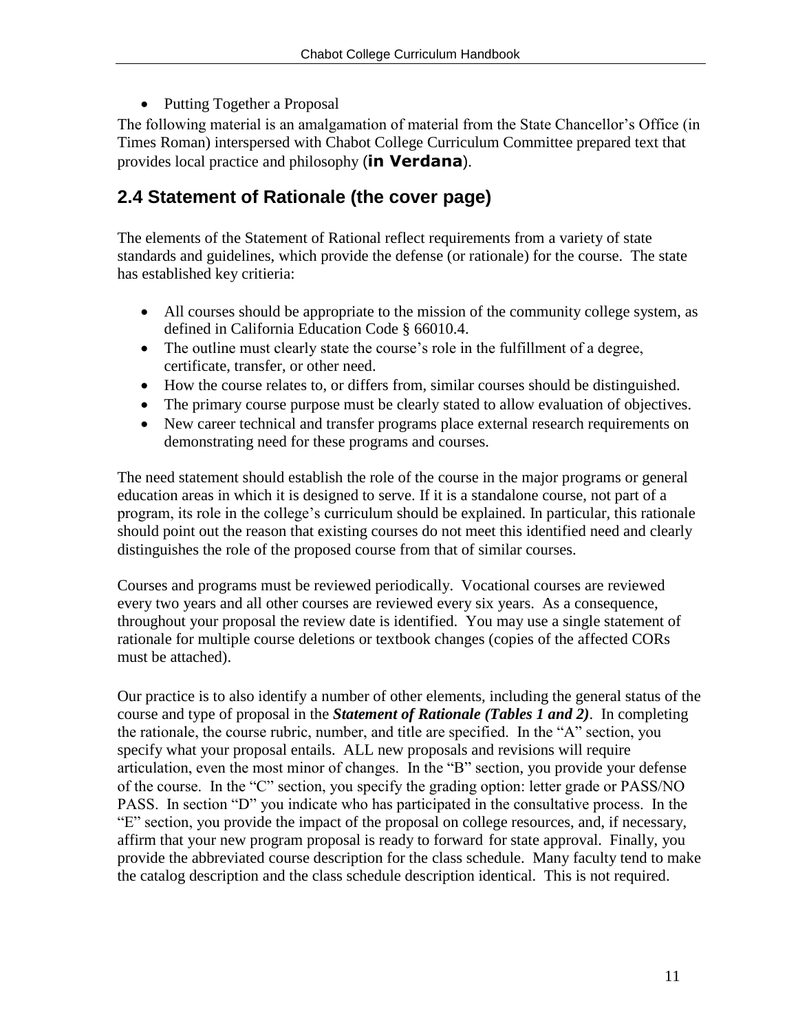- Putting Together a Proposal

The following material is an amalgamation of material from the State Chancellor's Office (in Times Roman) interspersed with Chabot College Curriculum Committee prepared text that provides local practice and philosophy (**in Verdana**).

## 2.4 Statement of Rationale (the cover page)

The elements of the Statement of Rational reflect requirements from a variety of state standards and guidelines, which provide the defense (or rationale) for the course. The state has established key critieria:

- All courses should be appropriate to the mission of the community college system, as defined in California Education Code § 66010.4.
- The outline must clearly state the course's role in the fulfillment of a degree, certificate, transfer, or other need.
- How the course relates to, or differs from, similar courses should be distinguished.
- The primary course purpose must be clearly stated to allow evaluation of objectives.
- New career technical and transfer programs place external research requirements on demonstrating need for these programs and courses.

The need statement should establish the role of the course in the major programs or general education areas in which it is designed to serve. If it is a standalone course, not part of a program, its role in the college's curriculum should be explained. In particular, this rationale should point out the reason that existing courses do not meet this identified need and clearly distinguishes the role of the proposed course from that of similar courses.

Courses and programs must be reviewed periodically. Vocational courses are reviewed every two years and all other courses are reviewed every six years. As a consequence, throughout your proposal the review date is identified. You may use a single statement of rationale for multiple course deletions or textbook changes (copies of the affected CORs must be attached).

Our practice is to also identify a number of other elements, including the general status of the course and type of proposal in the ***Statement of Rationale (Tables 1 and 2)***. In completing the rationale, the course rubric, number, and title are specified. In the "A" section, you specify what your proposal entails. ALL new proposals and revisions will require articulation, even the most minor of changes. In the "B" section, you provide your defense of the course. In the "C" section, you specify the grading option: letter grade or PASS/NO PASS. In section "D" you indicate who has participated in the consultative process. In the "E" section, you provide the impact of the proposal on college resources, and, if necessary, affirm that your new program proposal is ready to forward for state approval. Finally, you provide the abbreviated course description for the class schedule. Many faculty tend to make the catalog description and the class schedule description identical. This is not required.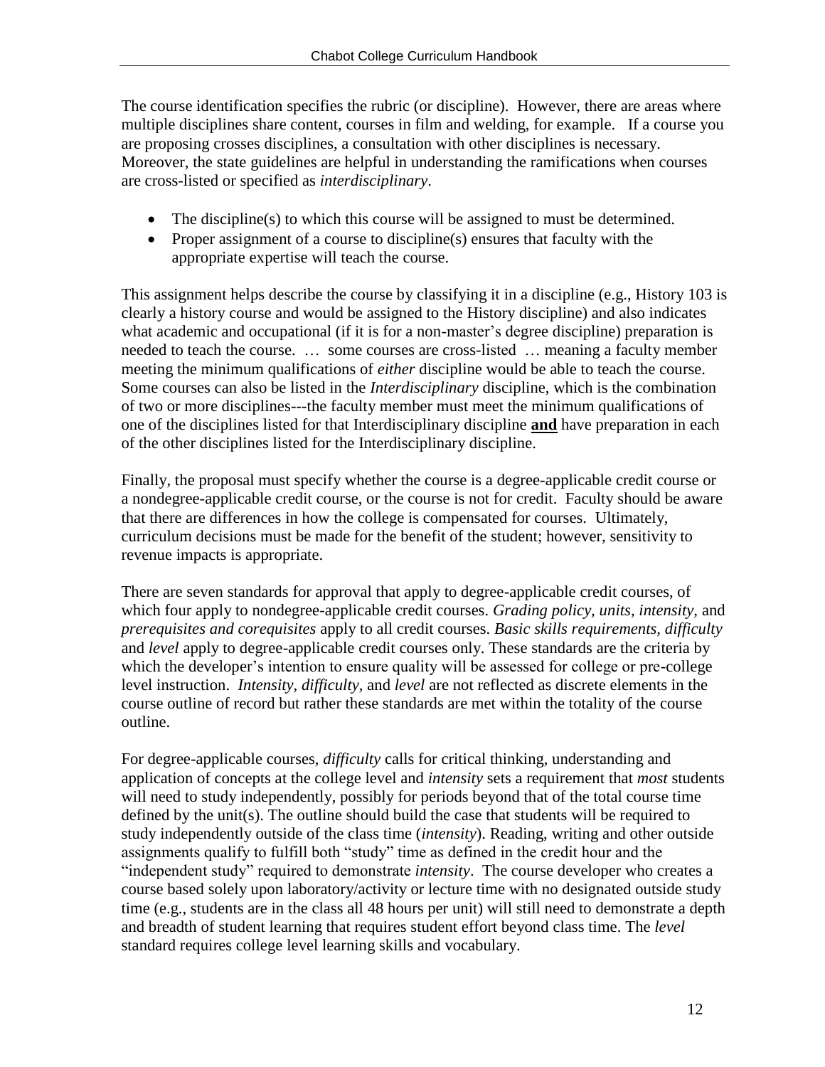The course identification specifies the rubric (or discipline). However, there are areas where multiple disciplines share content, courses in film and welding, for example. If a course you are proposing crosses disciplines, a consultation with other disciplines is necessary. Moreover, the state guidelines are helpful in understanding the ramifications when courses are cross-listed or specified as *interdisciplinary*.

- The discipline(s) to which this course will be assigned to must be determined.
- Proper assignment of a course to discipline(s) ensures that faculty with the appropriate expertise will teach the course.

This assignment helps describe the course by classifying it in a discipline (e.g., History 103 is clearly a history course and would be assigned to the History discipline) and also indicates what academic and occupational (if it is for a non-master's degree discipline) preparation is needed to teach the course. … some courses are cross-listed … meaning a faculty member meeting the minimum qualifications of *either* discipline would be able to teach the course. Some courses can also be listed in the *Interdisciplinary* discipline, which is the combination of two or more disciplines---the faculty member must meet the minimum qualifications of one of the disciplines listed for that Interdisciplinary discipline **and** have preparation in each of the other disciplines listed for the Interdisciplinary discipline.

Finally, the proposal must specify whether the course is a degree-applicable credit course or a nondegree-applicable credit course, or the course is not for credit. Faculty should be aware that there are differences in how the college is compensated for courses. Ultimately, curriculum decisions must be made for the benefit of the student; however, sensitivity to revenue impacts is appropriate.

There are seven standards for approval that apply to degree-applicable credit courses, of which four apply to nondegree-applicable credit courses. *Grading policy, units, intensity*, and *prerequisites and corequisites* apply to all credit courses. *Basic skills requirements, difficulty* and *level* apply to degree-applicable credit courses only. These standards are the criteria by which the developer's intention to ensure quality will be assessed for college or pre-college level instruction. *Intensity, difficulty,* and *level* are not reflected as discrete elements in the course outline of record but rather these standards are met within the totality of the course outline.

For degree-applicable courses, *difficulty* calls for critical thinking, understanding and application of concepts at the college level and *intensity* sets a requirement that *most* students will need to study independently, possibly for periods beyond that of the total course time defined by the unit(s). The outline should build the case that students will be required to study independently outside of the class time (*intensity*). Reading, writing and other outside assignments qualify to fulfill both "study" time as defined in the credit hour and the "independent study" required to demonstrate *intensity*. The course developer who creates a course based solely upon laboratory/activity or lecture time with no designated outside study time (e.g., students are in the class all 48 hours per unit) will still need to demonstrate a depth and breadth of student learning that requires student effort beyond class time. The *level* standard requires college level learning skills and vocabulary.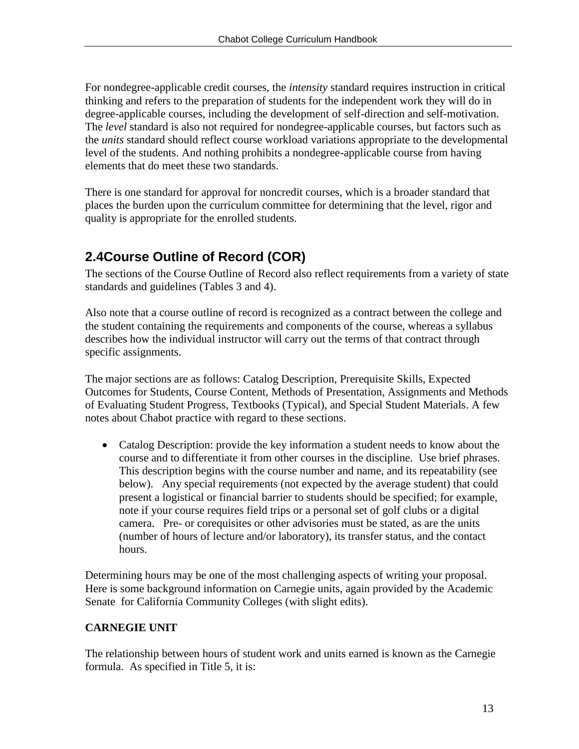For nondegree-applicable credit courses, the *intensity* standard requires instruction in critical thinking and refers to the preparation of students for the independent work they will do in degree-applicable courses, including the development of self-direction and self-motivation. The *level* standard is also not required for nondegree-applicable courses, but factors such as the *units* standard should reflect course workload variations appropriate to the developmental level of the students. And nothing prohibits a nondegree-applicable course from having elements that do meet these two standards.

There is one standard for approval for noncredit courses, which is a broader standard that places the burden upon the curriculum committee for determining that the level, rigor and quality is appropriate for the enrolled students.

## 2.4Course Outline of Record (COR)

The sections of the Course Outline of Record also reflect requirements from a variety of state standards and guidelines (Tables 3 and 4).

Also note that a course outline of record is recognized as a contract between the college and the student containing the requirements and components of the course, whereas a syllabus describes how the individual instructor will carry out the terms of that contract through specific assignments.

The major sections are as follows: Catalog Description, Prerequisite Skills, Expected Outcomes for Students, Course Content, Methods of Presentation, Assignments and Methods of Evaluating Student Progress, Textbooks (Typical), and Special Student Materials. A few notes about Chabot practice with regard to these sections.

- Catalog Description: provide the key information a student needs to know about the course and to differentiate it from other courses in the discipline. Use brief phrases. This description begins with the course number and name, and its repeatability (see below). Any special requirements (not expected by the average student) that could present a logistical or financial barrier to students should be specified; for example, note if your course requires field trips or a personal set of golf clubs or a digital camera. Pre- or corequisites or other advisories must be stated, as are the units (number of hours of lecture and/or laboratory), its transfer status, and the contact hours.

Determining hours may be one of the most challenging aspects of writing your proposal. Here is some background information on Carnegie units, again provided by the Academic Senate for California Community Colleges (with slight edits).

**CARNEGIE UNIT**

The relationship between hours of student work and units earned is known as the Carnegie formula. As specified in Title 5, it is: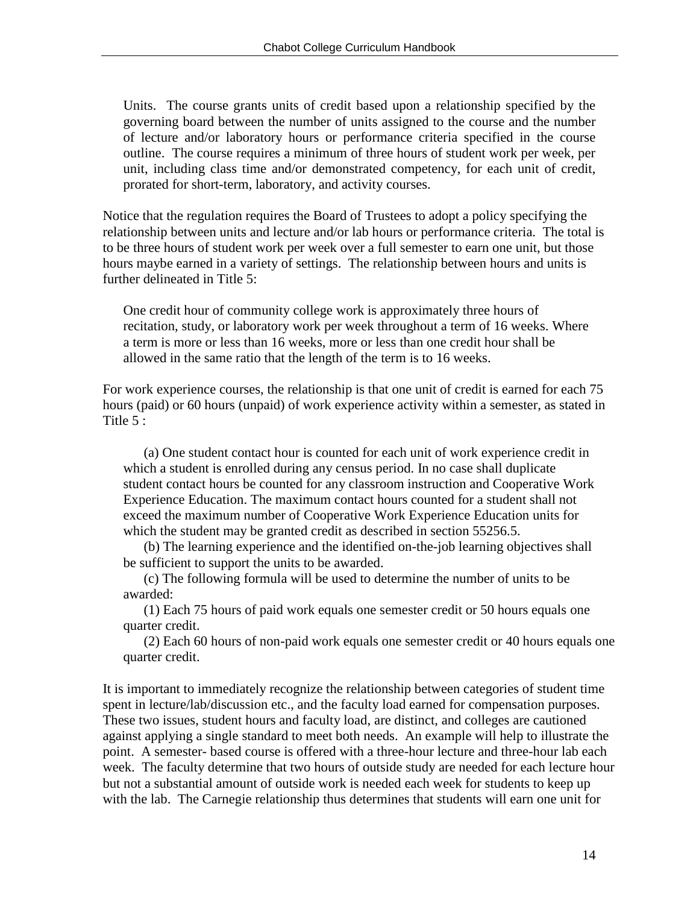> Units. The course grants units of credit based upon a relationship specified by the governing board between the number of units assigned to the course and the number of lecture and/or laboratory hours or performance criteria specified in the course outline. The course requires a minimum of three hours of student work per week, per unit, including class time and/or demonstrated competency, for each unit of credit, prorated for short-term, laboratory, and activity courses.

Notice that the regulation requires the Board of Trustees to adopt a policy specifying the relationship between units and lecture and/or lab hours or performance criteria. The total is to be three hours of student work per week over a full semester to earn one unit, but those hours maybe earned in a variety of settings. The relationship between hours and units is further delineated in Title 5:

> One credit hour of community college work is approximately three hours of recitation, study, or laboratory work per week throughout a term of 16 weeks. Where a term is more or less than 16 weeks, more or less than one credit hour shall be allowed in the same ratio that the length of the term is to 16 weeks.

For work experience courses, the relationship is that one unit of credit is earned for each 75 hours (paid) or 60 hours (unpaid) of work experience activity within a semester, as stated in Title 5 :

> (a) One student contact hour is counted for each unit of work experience credit in which a student is enrolled during any census period. In no case shall duplicate student contact hours be counted for any classroom instruction and Cooperative Work Experience Education. The maximum contact hours counted for a student shall not exceed the maximum number of Cooperative Work Experience Education units for which the student may be granted credit as described in section 55256.5.
>
> (b) The learning experience and the identified on-the-job learning objectives shall be sufficient to support the units to be awarded.
>
> (c) The following formula will be used to determine the number of units to be awarded:
>
> (1) Each 75 hours of paid work equals one semester credit or 50 hours equals one quarter credit.
>
> (2) Each 60 hours of non-paid work equals one semester credit or 40 hours equals one quarter credit.

It is important to immediately recognize the relationship between categories of student time spent in lecture/lab/discussion etc., and the faculty load earned for compensation purposes. These two issues, student hours and faculty load, are distinct, and colleges are cautioned against applying a single standard to meet both needs. An example will help to illustrate the point. A semester- based course is offered with a three-hour lecture and three-hour lab each week. The faculty determine that two hours of outside study are needed for each lecture hour but not a substantial amount of outside work is needed each week for students to keep up with the lab. The Carnegie relationship thus determines that students will earn one unit for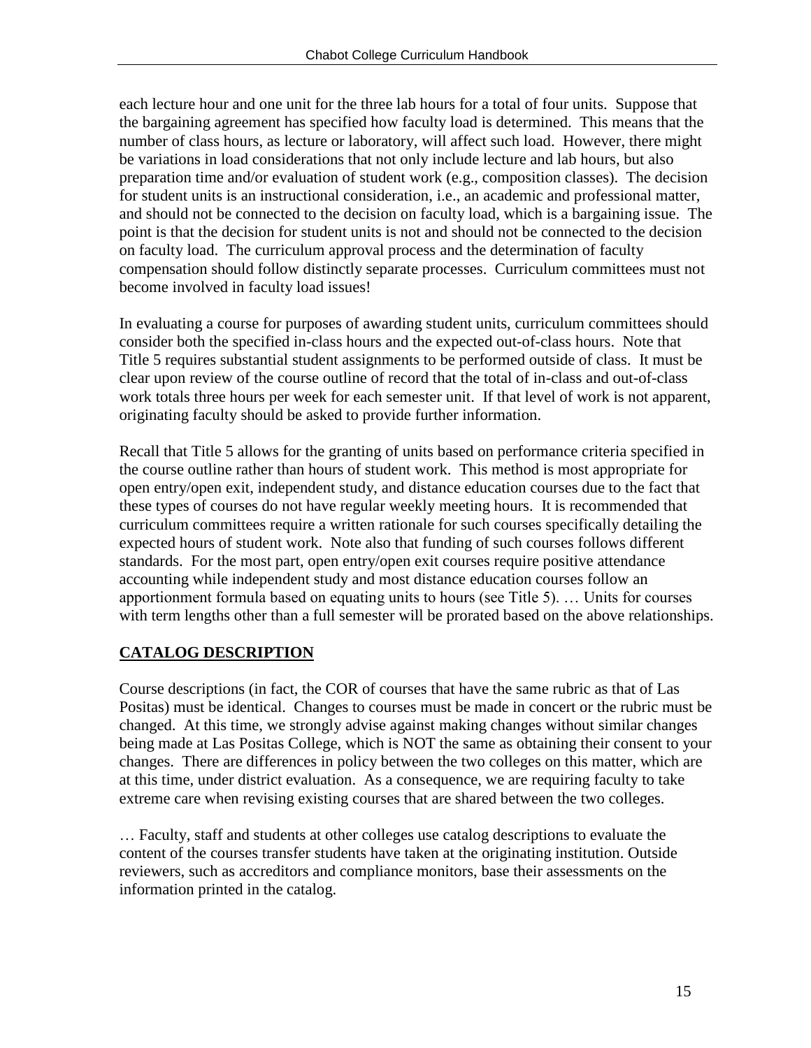each lecture hour and one unit for the three lab hours for a total of four units. Suppose that the bargaining agreement has specified how faculty load is determined. This means that the number of class hours, as lecture or laboratory, will affect such load. However, there might be variations in load considerations that not only include lecture and lab hours, but also preparation time and/or evaluation of student work (e.g., composition classes). The decision for student units is an instructional consideration, i.e., an academic and professional matter, and should not be connected to the decision on faculty load, which is a bargaining issue. The point is that the decision for student units is not and should not be connected to the decision on faculty load. The curriculum approval process and the determination of faculty compensation should follow distinctly separate processes. Curriculum committees must not become involved in faculty load issues!

In evaluating a course for purposes of awarding student units, curriculum committees should consider both the specified in-class hours and the expected out-of-class hours. Note that Title 5 requires substantial student assignments to be performed outside of class. It must be clear upon review of the course outline of record that the total of in-class and out-of-class work totals three hours per week for each semester unit. If that level of work is not apparent, originating faculty should be asked to provide further information.

Recall that Title 5 allows for the granting of units based on performance criteria specified in the course outline rather than hours of student work. This method is most appropriate for open entry/open exit, independent study, and distance education courses due to the fact that these types of courses do not have regular weekly meeting hours. It is recommended that curriculum committees require a written rationale for such courses specifically detailing the expected hours of student work. Note also that funding of such courses follows different standards. For the most part, open entry/open exit courses require positive attendance accounting while independent study and most distance education courses follow an apportionment formula based on equating units to hours (see Title 5). … Units for courses with term lengths other than a full semester will be prorated based on the above relationships.

## CATALOG DESCRIPTION

Course descriptions (in fact, the COR of courses that have the same rubric as that of Las Positas) must be identical. Changes to courses must be made in concert or the rubric must be changed. At this time, we strongly advise against making changes without similar changes being made at Las Positas College, which is NOT the same as obtaining their consent to your changes. There are differences in policy between the two colleges on this matter, which are at this time, under district evaluation. As a consequence, we are requiring faculty to take extreme care when revising existing courses that are shared between the two colleges.

… Faculty, staff and students at other colleges use catalog descriptions to evaluate the content of the courses transfer students have taken at the originating institution. Outside reviewers, such as accreditors and compliance monitors, base their assessments on the information printed in the catalog.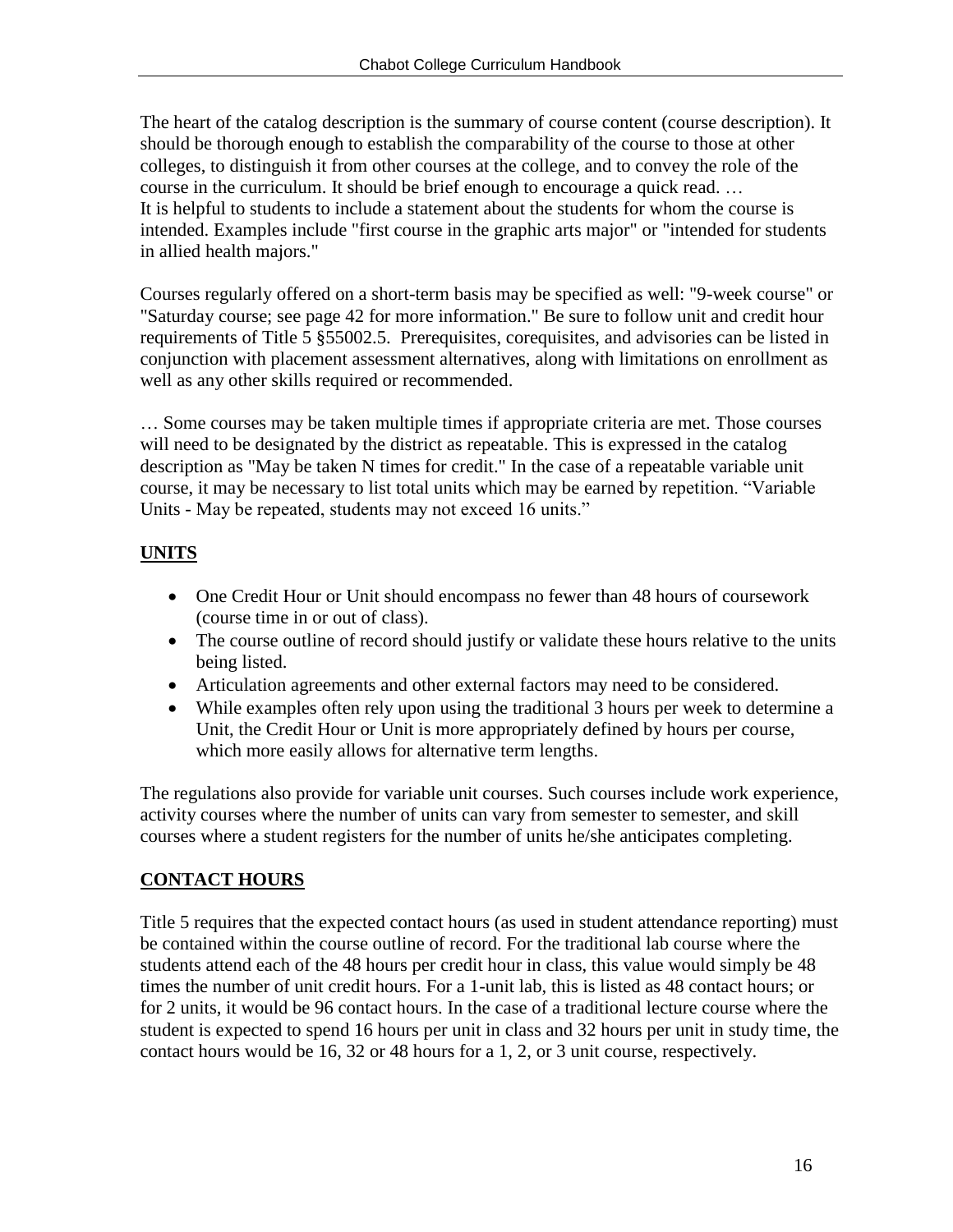The heart of the catalog description is the summary of course content (course description). It should be thorough enough to establish the comparability of the course to those at other colleges, to distinguish it from other courses at the college, and to convey the role of the course in the curriculum. It should be brief enough to encourage a quick read. …
It is helpful to students to include a statement about the students for whom the course is intended. Examples include "first course in the graphic arts major" or "intended for students in allied health majors."

Courses regularly offered on a short-term basis may be specified as well: "9-week course" or "Saturday course; see page 42 for more information." Be sure to follow unit and credit hour requirements of Title 5 §55002.5. Prerequisites, corequisites, and advisories can be listed in conjunction with placement assessment alternatives, along with limitations on enrollment as well as any other skills required or recommended.

… Some courses may be taken multiple times if appropriate criteria are met. Those courses will need to be designated by the district as repeatable. This is expressed in the catalog description as "May be taken N times for credit." In the case of a repeatable variable unit course, it may be necessary to list total units which may be earned by repetition. "Variable Units - May be repeated, students may not exceed 16 units."

## UNITS

- One Credit Hour or Unit should encompass no fewer than 48 hours of coursework (course time in or out of class).
- The course outline of record should justify or validate these hours relative to the units being listed.
- Articulation agreements and other external factors may need to be considered.
- While examples often rely upon using the traditional 3 hours per week to determine a Unit, the Credit Hour or Unit is more appropriately defined by hours per course, which more easily allows for alternative term lengths.

The regulations also provide for variable unit courses. Such courses include work experience, activity courses where the number of units can vary from semester to semester, and skill courses where a student registers for the number of units he/she anticipates completing.

## CONTACT HOURS

Title 5 requires that the expected contact hours (as used in student attendance reporting) must be contained within the course outline of record. For the traditional lab course where the students attend each of the 48 hours per credit hour in class, this value would simply be 48 times the number of unit credit hours. For a 1-unit lab, this is listed as 48 contact hours; or for 2 units, it would be 96 contact hours. In the case of a traditional lecture course where the student is expected to spend 16 hours per unit in class and 32 hours per unit in study time, the contact hours would be 16, 32 or 48 hours for a 1, 2, or 3 unit course, respectively.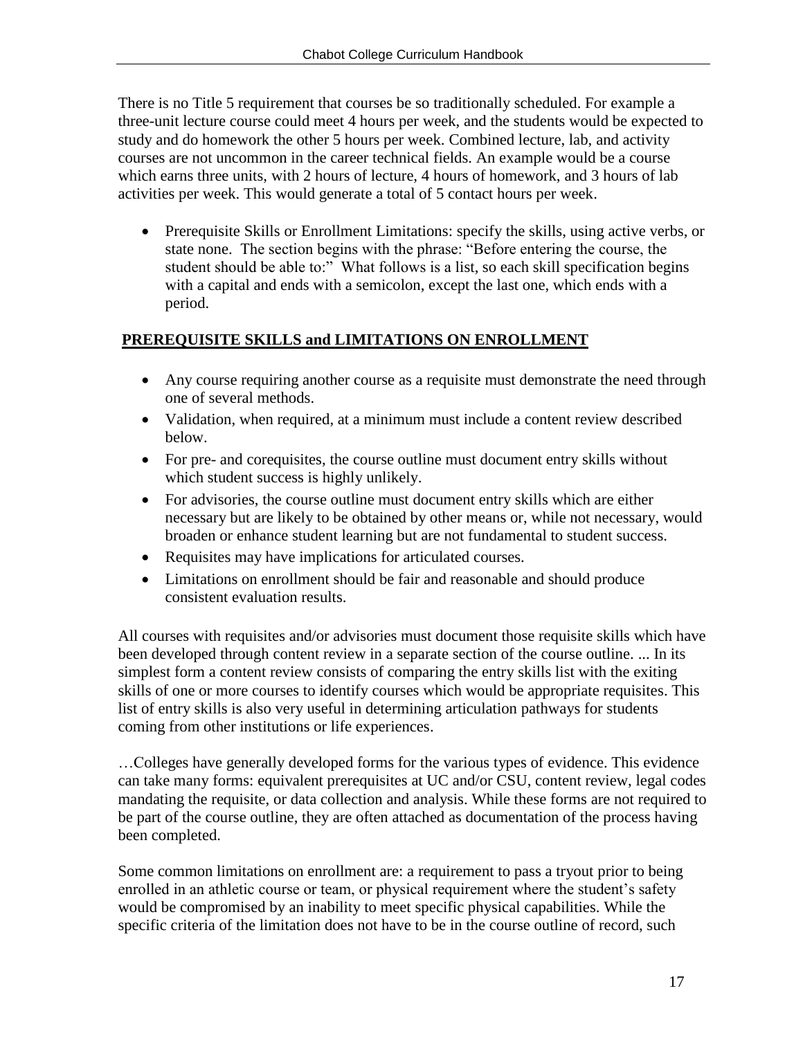There is no Title 5 requirement that courses be so traditionally scheduled. For example a three-unit lecture course could meet 4 hours per week, and the students would be expected to study and do homework the other 5 hours per week. Combined lecture, lab, and activity courses are not uncommon in the career technical fields. An example would be a course which earns three units, with 2 hours of lecture, 4 hours of homework, and 3 hours of lab activities per week. This would generate a total of 5 contact hours per week.

- Prerequisite Skills or Enrollment Limitations: specify the skills, using active verbs, or state none. The section begins with the phrase: "Before entering the course, the student should be able to:" What follows is a list, so each skill specification begins with a capital and ends with a semicolon, except the last one, which ends with a period.

## PREREQUISITE SKILLS and LIMITATIONS ON ENROLLMENT

- Any course requiring another course as a requisite must demonstrate the need through one of several methods.
- Validation, when required, at a minimum must include a content review described below.
- For pre- and corequisites, the course outline must document entry skills without which student success is highly unlikely.
- For advisories, the course outline must document entry skills which are either necessary but are likely to be obtained by other means or, while not necessary, would broaden or enhance student learning but are not fundamental to student success.
- Requisites may have implications for articulated courses.
- Limitations on enrollment should be fair and reasonable and should produce consistent evaluation results.

All courses with requisites and/or advisories must document those requisite skills which have been developed through content review in a separate section of the course outline. ... In its simplest form a content review consists of comparing the entry skills list with the exiting skills of one or more courses to identify courses which would be appropriate requisites. This list of entry skills is also very useful in determining articulation pathways for students coming from other institutions or life experiences.

…Colleges have generally developed forms for the various types of evidence. This evidence can take many forms: equivalent prerequisites at UC and/or CSU, content review, legal codes mandating the requisite, or data collection and analysis. While these forms are not required to be part of the course outline, they are often attached as documentation of the process having been completed.

Some common limitations on enrollment are: a requirement to pass a tryout prior to being enrolled in an athletic course or team, or physical requirement where the student's safety would be compromised by an inability to meet specific physical capabilities. While the specific criteria of the limitation does not have to be in the course outline of record, such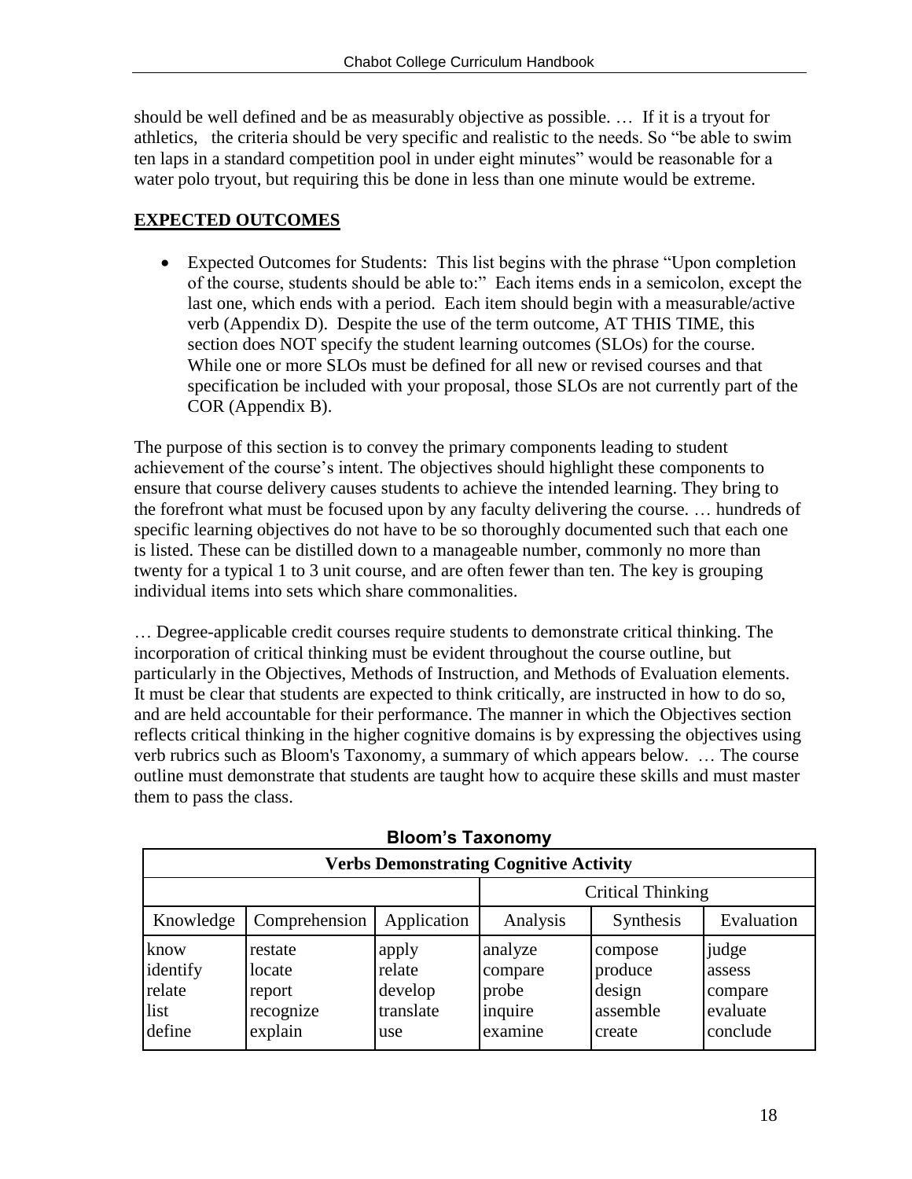should be well defined and be as measurably objective as possible. … If it is a tryout for athletics, the criteria should be very specific and realistic to the needs. So "be able to swim ten laps in a standard competition pool in under eight minutes" would be reasonable for a water polo tryout, but requiring this be done in less than one minute would be extreme.

## EXPECTED OUTCOMES

- Expected Outcomes for Students: This list begins with the phrase "Upon completion of the course, students should be able to:" Each items ends in a semicolon, except the last one, which ends with a period. Each item should begin with a measurable/active verb (Appendix D). Despite the use of the term outcome, AT THIS TIME, this section does NOT specify the student learning outcomes (SLOs) for the course. While one or more SLOs must be defined for all new or revised courses and that specification be included with your proposal, those SLOs are not currently part of the COR (Appendix B).

The purpose of this section is to convey the primary components leading to student achievement of the course's intent. The objectives should highlight these components to ensure that course delivery causes students to achieve the intended learning. They bring to the forefront what must be focused upon by any faculty delivering the course. … hundreds of specific learning objectives do not have to be so thoroughly documented such that each one is listed. These can be distilled down to a manageable number, commonly no more than twenty for a typical 1 to 3 unit course, and are often fewer than ten. The key is grouping individual items into sets which share commonalities.

… Degree-applicable credit courses require students to demonstrate critical thinking. The incorporation of critical thinking must be evident throughout the course outline, but particularly in the Objectives, Methods of Instruction, and Methods of Evaluation elements. It must be clear that students are expected to think critically, are instructed in how to do so, and are held accountable for their performance. The manner in which the Objectives section reflects critical thinking in the higher cognitive domains is by expressing the objectives using verb rubrics such as Bloom's Taxonomy, a summary of which appears below. … The course outline must demonstrate that students are taught how to acquire these skills and must master them to pass the class.

**Bloom's Taxonomy**

| Verbs Demonstrating Cognitive Activity | | | | | |
|---|---|---|---|---|---|
| | | | Critical Thinking | | |
| Knowledge | Comprehension | Application | Analysis | Synthesis | Evaluation |
| know<br>identify<br>relate<br>list<br>define | restate<br>locate<br>report<br>recognize<br>explain | apply<br>relate<br>develop<br>translate<br>use | analyze<br>compare<br>probe<br>inquire<br>examine | compose<br>produce<br>design<br>assemble<br>create | judge<br>assess<br>compare<br>evaluate<br>conclude |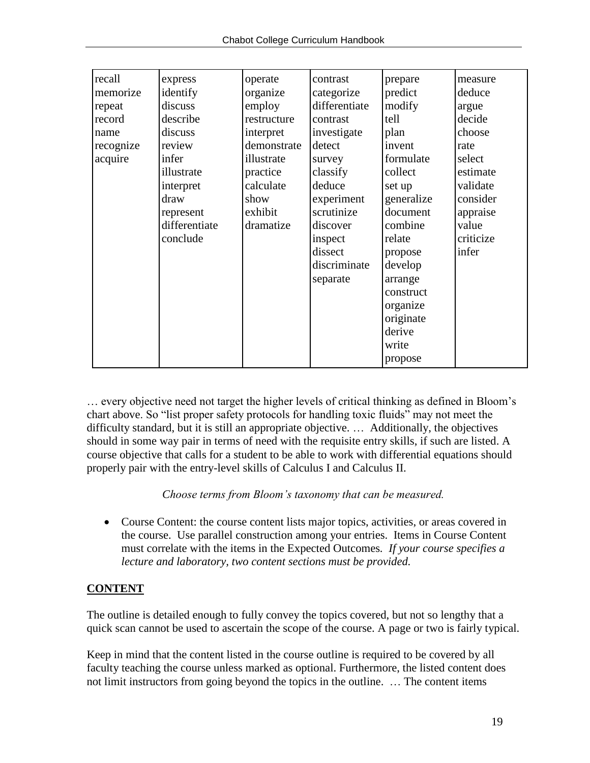| recall | express | operate | contrast | prepare | measure |
|---|---|---|---|---|---|
| memorize | identify | organize | categorize | predict | deduce |
| repeat | discuss | employ | differentiate | modify | argue |
| record | describe | restructure | contrast | tell | decide |
| name | discuss | interpret | investigate | plan | choose |
| recognize | review | demonstrate | detect | invent | rate |
| acquire | infer | illustrate | survey | formulate | select |
| | illustrate | practice | classify | collect | estimate |
| | interpret | calculate | deduce | set up | validate |
| | draw | show | experiment | generalize | consider |
| | represent | exhibit | scrutinize | document | appraise |
| | differentiate | dramatize | discover | combine | value |
| | conclude | | inspect | relate | criticize |
| | | | dissect | propose | infer |
| | | | discriminate | develop | |
| | | | separate | arrange | |
| | | | | construct | |
| | | | | organize | |
| | | | | originate | |
| | | | | derive | |
| | | | | write | |
| | | | | propose | |

… every objective need not target the higher levels of critical thinking as defined in Bloom's chart above. So "list proper safety protocols for handling toxic fluids" may not meet the difficulty standard, but it is still an appropriate objective. … Additionally, the objectives should in some way pair in terms of need with the requisite entry skills, if such are listed. A course objective that calls for a student to be able to work with differential equations should properly pair with the entry-level skills of Calculus I and Calculus II.

*Choose terms from Bloom's taxonomy that can be measured.*

- Course Content: the course content lists major topics, activities, or areas covered in the course. Use parallel construction among your entries. Items in Course Content must correlate with the items in the Expected Outcomes. *If your course specifies a lecture and laboratory, two content sections must be provided.*

**CONTENT**

The outline is detailed enough to fully convey the topics covered, but not so lengthy that a quick scan cannot be used to ascertain the scope of the course. A page or two is fairly typical.

Keep in mind that the content listed in the course outline is required to be covered by all faculty teaching the course unless marked as optional. Furthermore, the listed content does not limit instructors from going beyond the topics in the outline. … The content items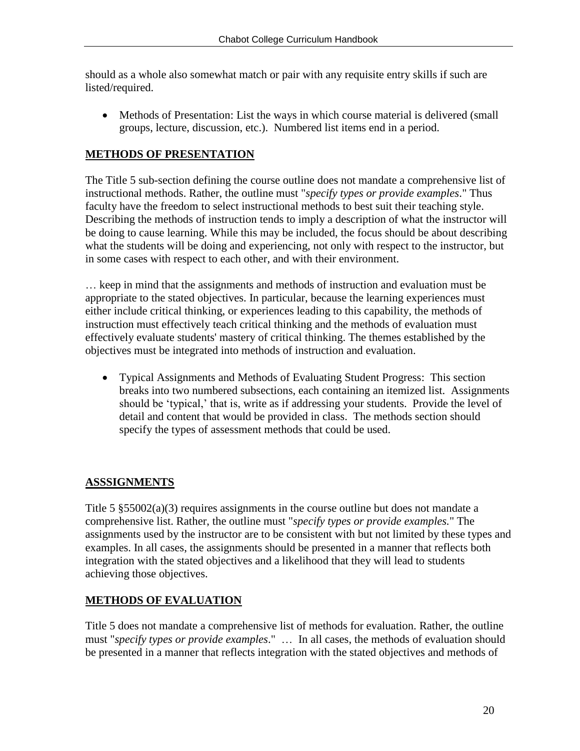should as a whole also somewhat match or pair with any requisite entry skills if such are listed/required.

- Methods of Presentation: List the ways in which course material is delivered (small groups, lecture, discussion, etc.). Numbered list items end in a period.

## METHODS OF PRESENTATION

The Title 5 sub-section defining the course outline does not mandate a comprehensive list of instructional methods. Rather, the outline must "*specify types or provide examples*." Thus faculty have the freedom to select instructional methods to best suit their teaching style. Describing the methods of instruction tends to imply a description of what the instructor will be doing to cause learning. While this may be included, the focus should be about describing what the students will be doing and experiencing, not only with respect to the instructor, but in some cases with respect to each other, and with their environment.

… keep in mind that the assignments and methods of instruction and evaluation must be appropriate to the stated objectives. In particular, because the learning experiences must either include critical thinking, or experiences leading to this capability, the methods of instruction must effectively teach critical thinking and the methods of evaluation must effectively evaluate students' mastery of critical thinking. The themes established by the objectives must be integrated into methods of instruction and evaluation.

- Typical Assignments and Methods of Evaluating Student Progress: This section breaks into two numbered subsections, each containing an itemized list. Assignments should be 'typical,' that is, write as if addressing your students. Provide the level of detail and content that would be provided in class. The methods section should specify the types of assessment methods that could be used.

## ASSSIGNMENTS

Title 5 §55002(a)(3) requires assignments in the course outline but does not mandate a comprehensive list. Rather, the outline must "*specify types or provide examples.*" The assignments used by the instructor are to be consistent with but not limited by these types and examples. In all cases, the assignments should be presented in a manner that reflects both integration with the stated objectives and a likelihood that they will lead to students achieving those objectives.

## METHODS OF EVALUATION

Title 5 does not mandate a comprehensive list of methods for evaluation. Rather, the outline must "*specify types or provide examples*." … In all cases, the methods of evaluation should be presented in a manner that reflects integration with the stated objectives and methods of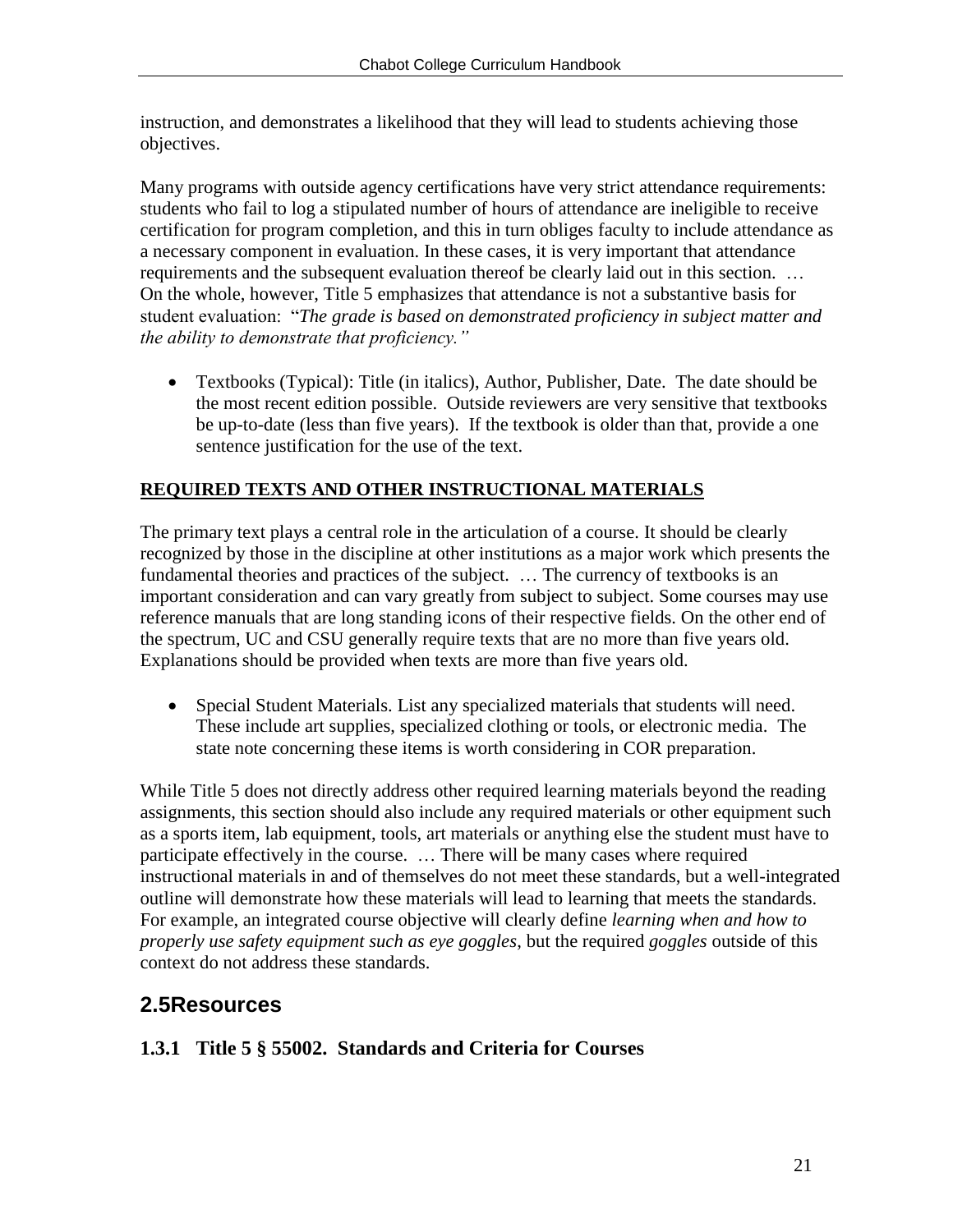instruction, and demonstrates a likelihood that they will lead to students achieving those objectives.

Many programs with outside agency certifications have very strict attendance requirements: students who fail to log a stipulated number of hours of attendance are ineligible to receive certification for program completion, and this in turn obliges faculty to include attendance as a necessary component in evaluation. In these cases, it is very important that attendance requirements and the subsequent evaluation thereof be clearly laid out in this section. … On the whole, however, Title 5 emphasizes that attendance is not a substantive basis for student evaluation: "*The grade is based on demonstrated proficiency in subject matter and the ability to demonstrate that proficiency.*"

- Textbooks (Typical): Title (in italics), Author, Publisher, Date. The date should be the most recent edition possible. Outside reviewers are very sensitive that textbooks be up-to-date (less than five years). If the textbook is older than that, provide a one sentence justification for the use of the text.

**REQUIRED TEXTS AND OTHER INSTRUCTIONAL MATERIALS**

The primary text plays a central role in the articulation of a course. It should be clearly recognized by those in the discipline at other institutions as a major work which presents the fundamental theories and practices of the subject. … The currency of textbooks is an important consideration and can vary greatly from subject to subject. Some courses may use reference manuals that are long standing icons of their respective fields. On the other end of the spectrum, UC and CSU generally require texts that are no more than five years old. Explanations should be provided when texts are more than five years old.

- Special Student Materials. List any specialized materials that students will need. These include art supplies, specialized clothing or tools, or electronic media. The state note concerning these items is worth considering in COR preparation.

While Title 5 does not directly address other required learning materials beyond the reading assignments, this section should also include any required materials or other equipment such as a sports item, lab equipment, tools, art materials or anything else the student must have to participate effectively in the course. … There will be many cases where required instructional materials in and of themselves do not meet these standards, but a well-integrated outline will demonstrate how these materials will lead to learning that meets the standards. For example, an integrated course objective will clearly define *learning when and how to properly use safety equipment such as eye goggles*, but the required *goggles* outside of this context do not address these standards.

## 2.5Resources

### 1.3.1 Title 5 § 55002. Standards and Criteria for Courses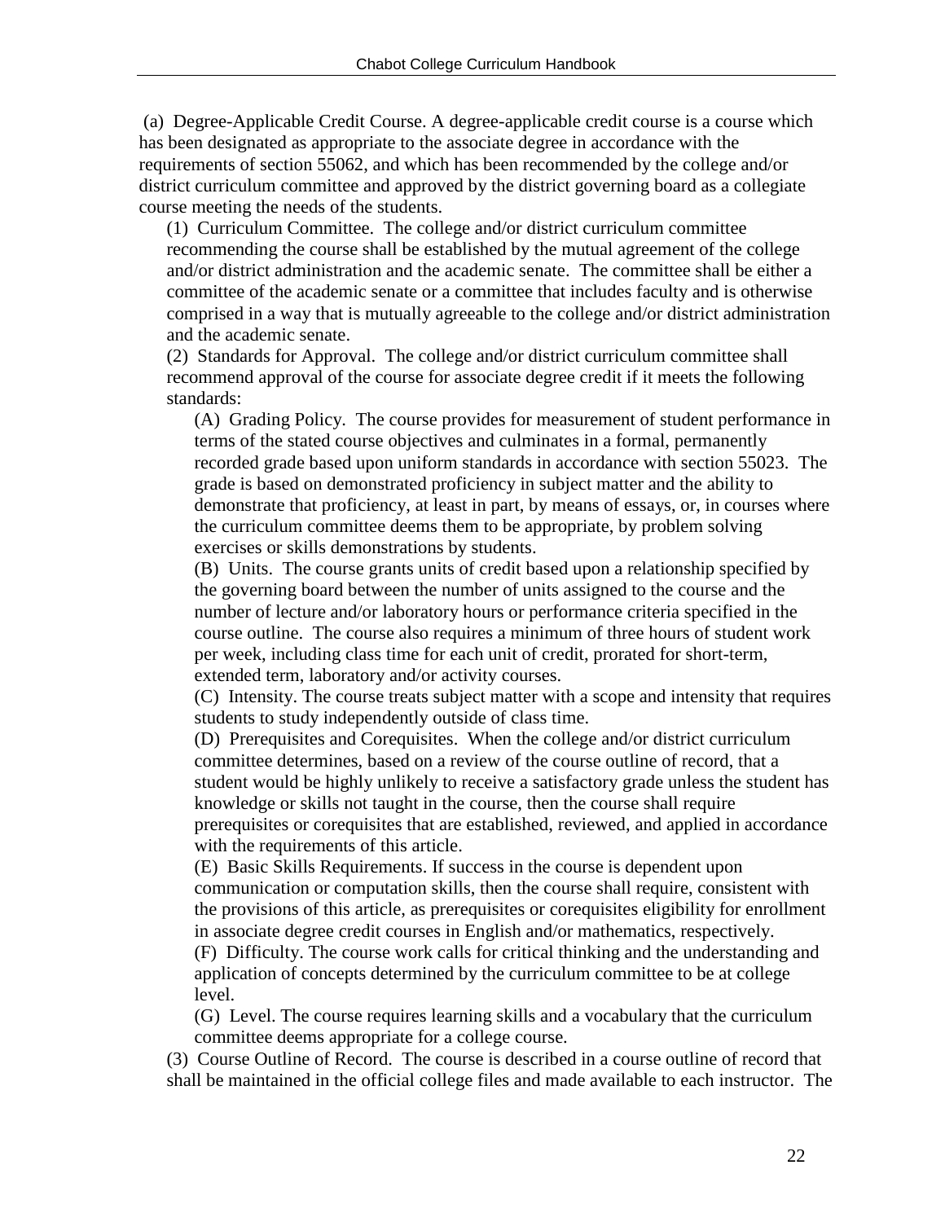(a) Degree-Applicable Credit Course. A degree-applicable credit course is a course which has been designated as appropriate to the associate degree in accordance with the requirements of section 55062, and which has been recommended by the college and/or district curriculum committee and approved by the district governing board as a collegiate course meeting the needs of the students.

(1) Curriculum Committee. The college and/or district curriculum committee recommending the course shall be established by the mutual agreement of the college and/or district administration and the academic senate. The committee shall be either a committee of the academic senate or a committee that includes faculty and is otherwise comprised in a way that is mutually agreeable to the college and/or district administration and the academic senate.

(2) Standards for Approval. The college and/or district curriculum committee shall recommend approval of the course for associate degree credit if it meets the following standards:

(A) Grading Policy. The course provides for measurement of student performance in terms of the stated course objectives and culminates in a formal, permanently recorded grade based upon uniform standards in accordance with section 55023. The grade is based on demonstrated proficiency in subject matter and the ability to demonstrate that proficiency, at least in part, by means of essays, or, in courses where the curriculum committee deems them to be appropriate, by problem solving exercises or skills demonstrations by students.

(B) Units. The course grants units of credit based upon a relationship specified by the governing board between the number of units assigned to the course and the number of lecture and/or laboratory hours or performance criteria specified in the course outline. The course also requires a minimum of three hours of student work per week, including class time for each unit of credit, prorated for short-term, extended term, laboratory and/or activity courses.

(C) Intensity. The course treats subject matter with a scope and intensity that requires students to study independently outside of class time.

(D) Prerequisites and Corequisites. When the college and/or district curriculum committee determines, based on a review of the course outline of record, that a student would be highly unlikely to receive a satisfactory grade unless the student has knowledge or skills not taught in the course, then the course shall require prerequisites or corequisites that are established, reviewed, and applied in accordance with the requirements of this article.

(E) Basic Skills Requirements. If success in the course is dependent upon communication or computation skills, then the course shall require, consistent with the provisions of this article, as prerequisites or corequisites eligibility for enrollment in associate degree credit courses in English and/or mathematics, respectively.

(F) Difficulty. The course work calls for critical thinking and the understanding and application of concepts determined by the curriculum committee to be at college level.

(G) Level. The course requires learning skills and a vocabulary that the curriculum committee deems appropriate for a college course.

(3) Course Outline of Record. The course is described in a course outline of record that shall be maintained in the official college files and made available to each instructor. The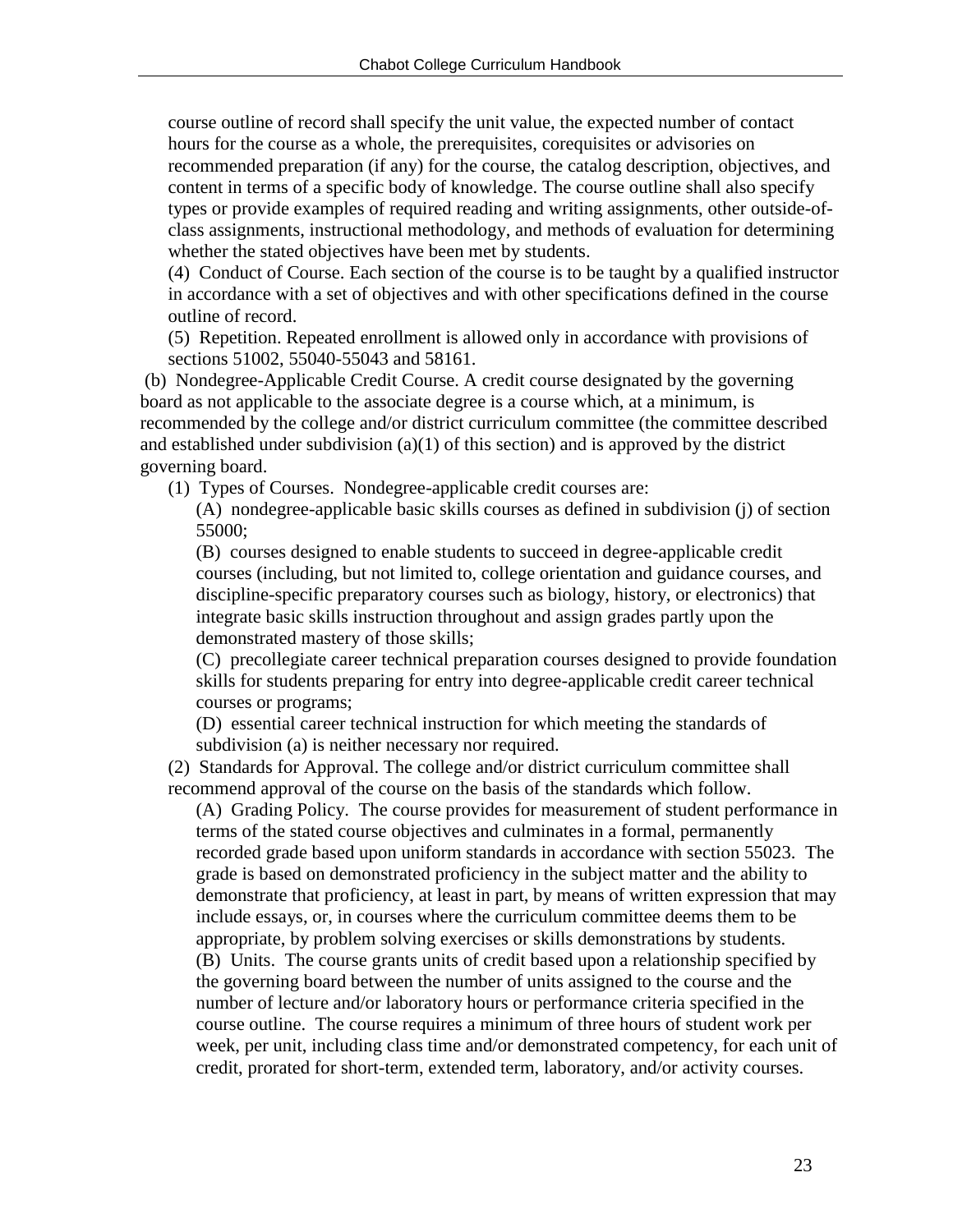course outline of record shall specify the unit value, the expected number of contact hours for the course as a whole, the prerequisites, corequisites or advisories on recommended preparation (if any) for the course, the catalog description, objectives, and content in terms of a specific body of knowledge. The course outline shall also specify types or provide examples of required reading and writing assignments, other outside-of-class assignments, instructional methodology, and methods of evaluation for determining whether the stated objectives have been met by students.

(4) Conduct of Course. Each section of the course is to be taught by a qualified instructor in accordance with a set of objectives and with other specifications defined in the course outline of record.

(5) Repetition. Repeated enrollment is allowed only in accordance with provisions of sections 51002, 55040-55043 and 58161.

(b) Nondegree-Applicable Credit Course. A credit course designated by the governing board as not applicable to the associate degree is a course which, at a minimum, is recommended by the college and/or district curriculum committee (the committee described and established under subdivision (a)(1) of this section) and is approved by the district governing board.

(1) Types of Courses. Nondegree-applicable credit courses are:

(A) nondegree-applicable basic skills courses as defined in subdivision (j) of section 55000;

(B) courses designed to enable students to succeed in degree-applicable credit courses (including, but not limited to, college orientation and guidance courses, and discipline-specific preparatory courses such as biology, history, or electronics) that integrate basic skills instruction throughout and assign grades partly upon the demonstrated mastery of those skills;

(C) precollegiate career technical preparation courses designed to provide foundation skills for students preparing for entry into degree-applicable credit career technical courses or programs;

(D) essential career technical instruction for which meeting the standards of subdivision (a) is neither necessary nor required.

(2) Standards for Approval. The college and/or district curriculum committee shall recommend approval of the course on the basis of the standards which follow.

(A) Grading Policy. The course provides for measurement of student performance in terms of the stated course objectives and culminates in a formal, permanently recorded grade based upon uniform standards in accordance with section 55023. The grade is based on demonstrated proficiency in the subject matter and the ability to demonstrate that proficiency, at least in part, by means of written expression that may include essays, or, in courses where the curriculum committee deems them to be appropriate, by problem solving exercises or skills demonstrations by students.

(B) Units. The course grants units of credit based upon a relationship specified by the governing board between the number of units assigned to the course and the number of lecture and/or laboratory hours or performance criteria specified in the course outline. The course requires a minimum of three hours of student work per week, per unit, including class time and/or demonstrated competency, for each unit of credit, prorated for short-term, extended term, laboratory, and/or activity courses.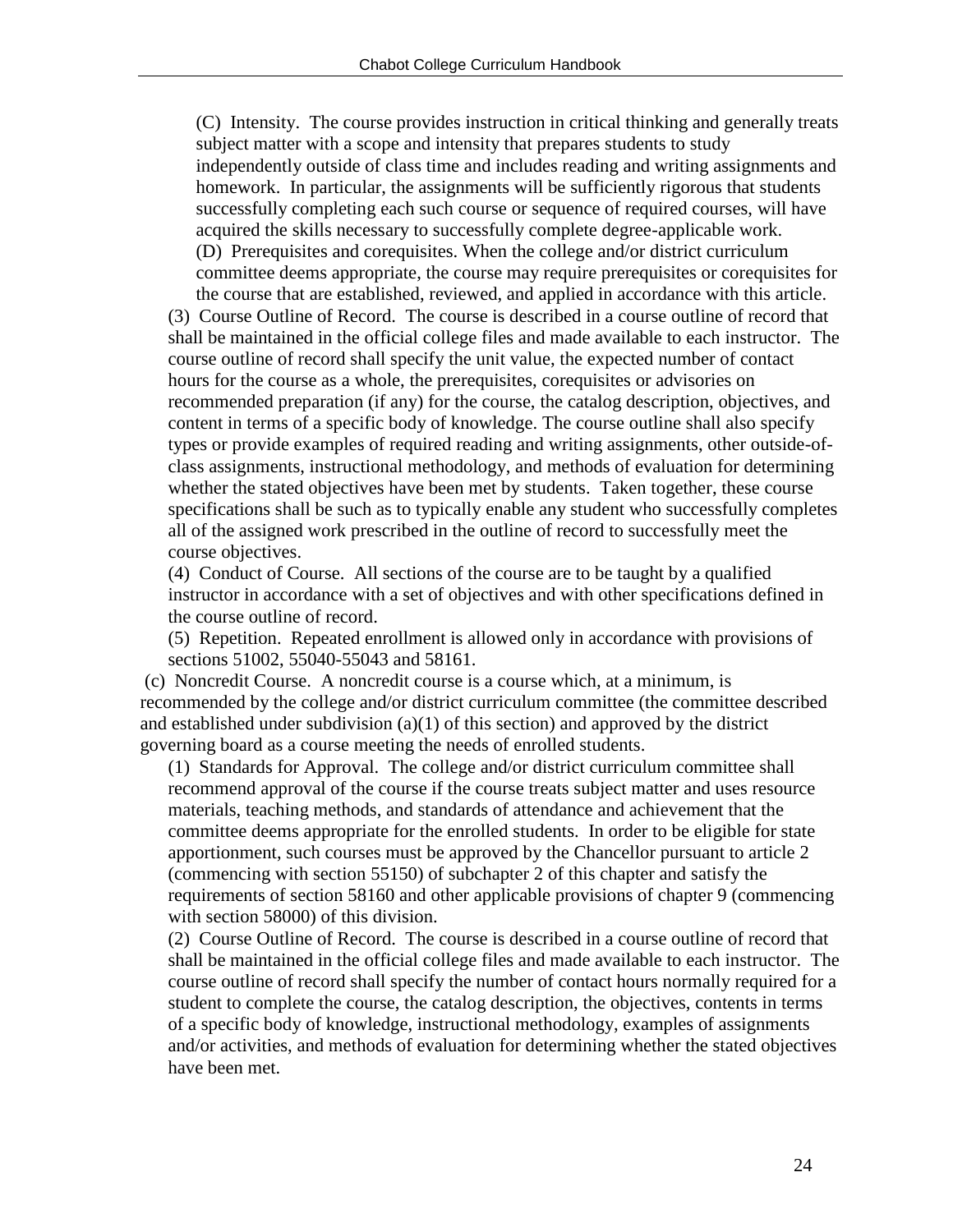(C) Intensity. The course provides instruction in critical thinking and generally treats subject matter with a scope and intensity that prepares students to study independently outside of class time and includes reading and writing assignments and homework. In particular, the assignments will be sufficiently rigorous that students successfully completing each such course or sequence of required courses, will have acquired the skills necessary to successfully complete degree-applicable work.

(D) Prerequisites and corequisites. When the college and/or district curriculum committee deems appropriate, the course may require prerequisites or corequisites for the course that are established, reviewed, and applied in accordance with this article.

(3) Course Outline of Record. The course is described in a course outline of record that shall be maintained in the official college files and made available to each instructor. The course outline of record shall specify the unit value, the expected number of contact hours for the course as a whole, the prerequisites, corequisites or advisories on recommended preparation (if any) for the course, the catalog description, objectives, and content in terms of a specific body of knowledge. The course outline shall also specify types or provide examples of required reading and writing assignments, other outside-of-class assignments, instructional methodology, and methods of evaluation for determining whether the stated objectives have been met by students. Taken together, these course specifications shall be such as to typically enable any student who successfully completes all of the assigned work prescribed in the outline of record to successfully meet the course objectives.

(4) Conduct of Course. All sections of the course are to be taught by a qualified instructor in accordance with a set of objectives and with other specifications defined in the course outline of record.

(5) Repetition. Repeated enrollment is allowed only in accordance with provisions of sections 51002, 55040-55043 and 58161.

(c) Noncredit Course. A noncredit course is a course which, at a minimum, is recommended by the college and/or district curriculum committee (the committee described and established under subdivision (a)(1) of this section) and approved by the district governing board as a course meeting the needs of enrolled students.

(1) Standards for Approval. The college and/or district curriculum committee shall recommend approval of the course if the course treats subject matter and uses resource materials, teaching methods, and standards of attendance and achievement that the committee deems appropriate for the enrolled students. In order to be eligible for state apportionment, such courses must be approved by the Chancellor pursuant to article 2 (commencing with section 55150) of subchapter 2 of this chapter and satisfy the requirements of section 58160 and other applicable provisions of chapter 9 (commencing with section 58000) of this division.

(2) Course Outline of Record. The course is described in a course outline of record that shall be maintained in the official college files and made available to each instructor. The course outline of record shall specify the number of contact hours normally required for a student to complete the course, the catalog description, the objectives, contents in terms of a specific body of knowledge, instructional methodology, examples of assignments and/or activities, and methods of evaluation for determining whether the stated objectives have been met.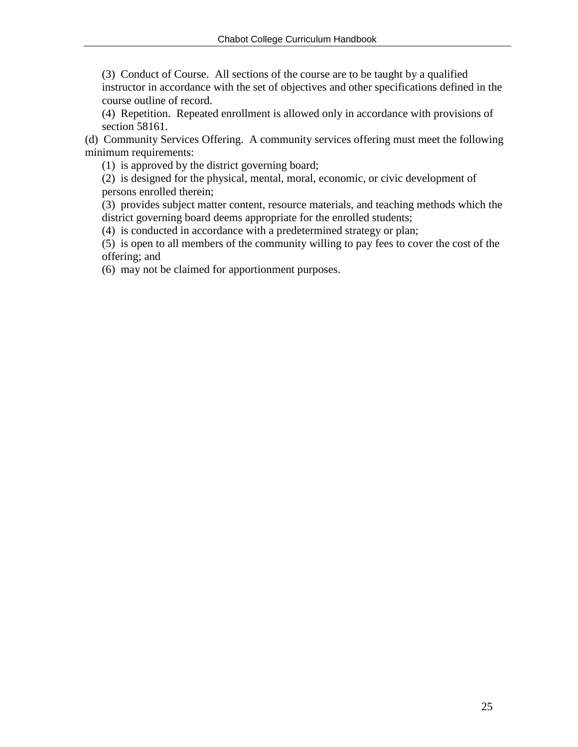(3) Conduct of Course. All sections of the course are to be taught by a qualified instructor in accordance with the set of objectives and other specifications defined in the course outline of record.

(4) Repetition. Repeated enrollment is allowed only in accordance with provisions of section 58161.

(d) Community Services Offering. A community services offering must meet the following minimum requirements:

(1) is approved by the district governing board;

(2) is designed for the physical, mental, moral, economic, or civic development of persons enrolled therein;

(3) provides subject matter content, resource materials, and teaching methods which the district governing board deems appropriate for the enrolled students;

(4) is conducted in accordance with a predetermined strategy or plan;

(5) is open to all members of the community willing to pay fees to cover the cost of the offering; and

(6) may not be claimed for apportionment purposes.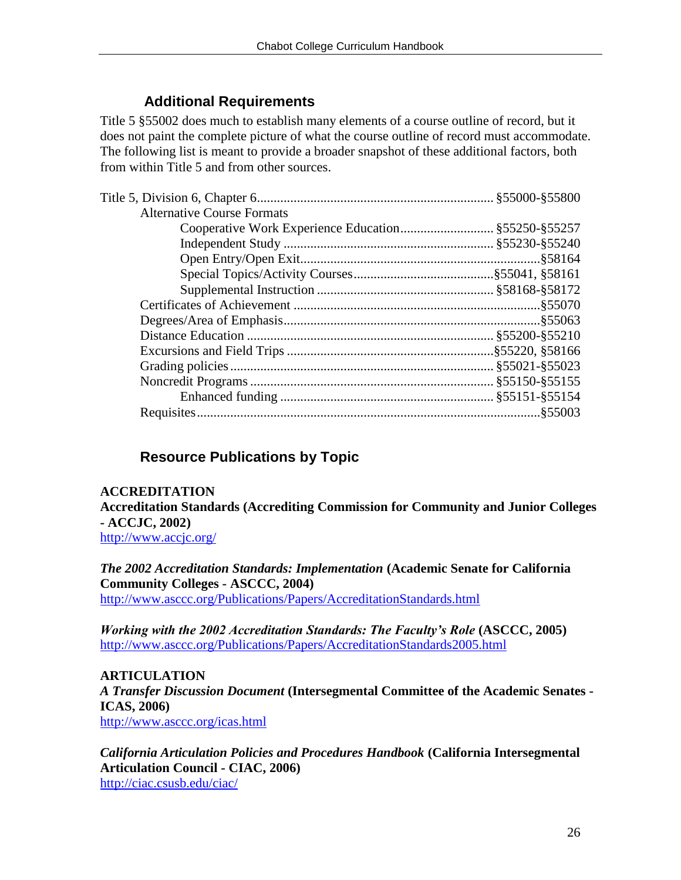## Additional Requirements

Title 5 §55002 does much to establish many elements of a course outline of record, but it does not paint the complete picture of what the course outline of record must accommodate. The following list is meant to provide a broader snapshot of these additional factors, both from within Title 5 and from other sources.

- Title 5, Division 6, Chapter 6 ........ §55000-§55800
  - Alternative Course Formats
    - Cooperative Work Experience Education ........ §55250-§55257
    - Independent Study ........ §55230-§55240
    - Open Entry/Open Exit ........ §58164
    - Special Topics/Activity Courses ........ §55041, §58161
    - Supplemental Instruction ........ §58168-§58172
  - Certificates of Achievement ........ §55070
  - Degrees/Area of Emphasis ........ §55063
  - Distance Education ........ §55200-§55210
  - Excursions and Field Trips ........ §55220, §58166
  - Grading policies ........ §55021-§55023
  - Noncredit Programs ........ §55150-§55155
    - Enhanced funding ........ §55151-§55154
  - Requisites ........ §55003

## Resource Publications by Topic

**ACCREDITATION**

**Accreditation Standards (Accrediting Commission for Community and Junior Colleges - ACCJC, 2002)**
http://www.accjc.org/

***The 2002 Accreditation Standards: Implementation* (Academic Senate for California Community Colleges - ASCCC, 2004)**
http://www.asccc.org/Publications/Papers/AccreditationStandards.html

***Working with the 2002 Accreditation Standards: The Faculty's Role* (ASCCC, 2005)**
http://www.asccc.org/Publications/Papers/AccreditationStandards2005.html

**ARTICULATION**

***A Transfer Discussion Document* (Intersegmental Committee of the Academic Senates - ICAS, 2006)**
http://www.asccc.org/icas.html

***California Articulation Policies and Procedures Handbook* (California Intersegmental Articulation Council - CIAC, 2006)**
http://ciac.csusb.edu/ciac/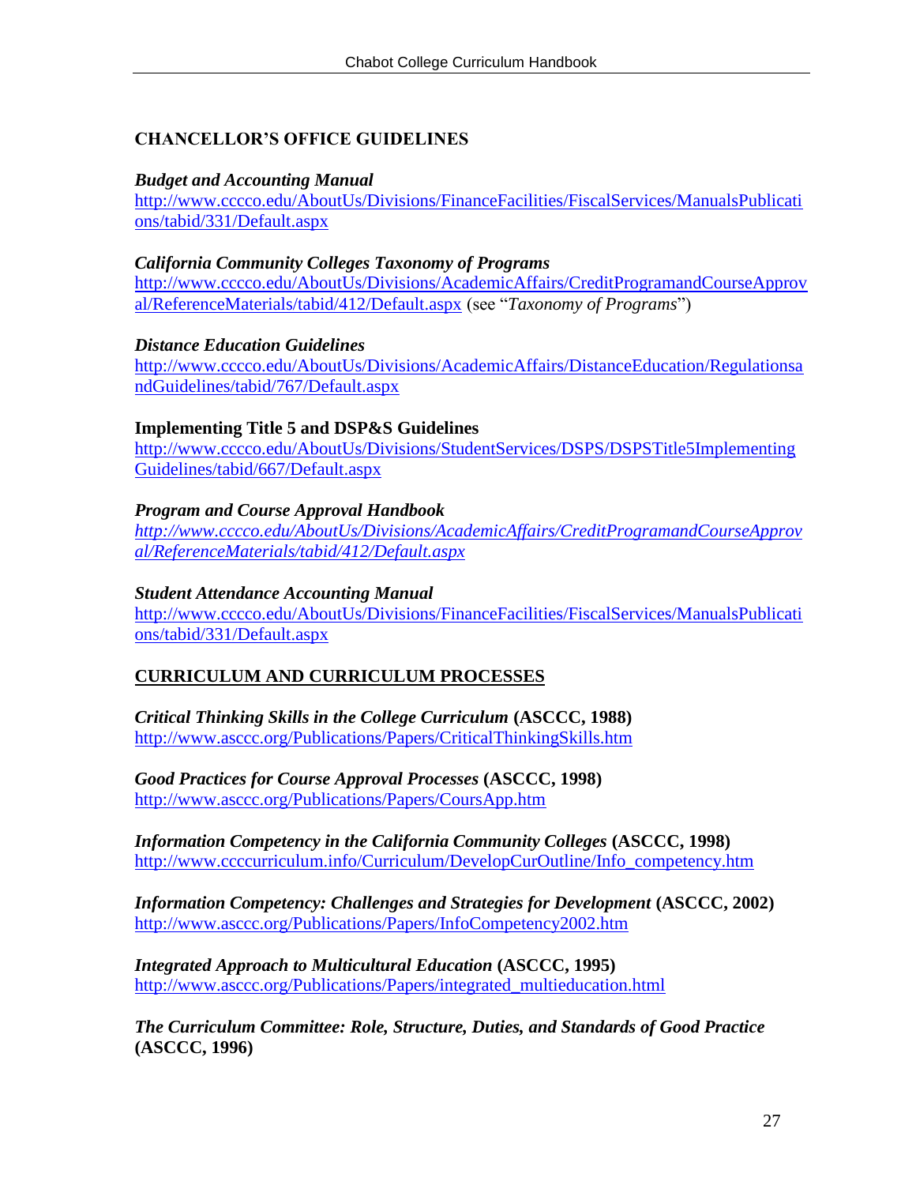## CHANCELLOR'S OFFICE GUIDELINES

***Budget and Accounting Manual***
http://www.cccco.edu/AboutUs/Divisions/FinanceFacilities/FiscalServices/ManualsPublications/tabid/331/Default.aspx

***California Community Colleges Taxonomy of Programs***
http://www.cccco.edu/AboutUs/Divisions/AcademicAffairs/CreditProgramandCourseApproval/ReferenceMaterials/tabid/412/Default.aspx (see "*Taxonomy of Programs*")

***Distance Education Guidelines***
http://www.cccco.edu/AboutUs/Divisions/AcademicAffairs/DistanceEducation/RegulationsandGuidelines/tabid/767/Default.aspx

**Implementing Title 5 and DSP&S Guidelines**
http://www.cccco.edu/AboutUs/Divisions/StudentServices/DSPS/DSPSTitle5ImplementingGuidelines/tabid/667/Default.aspx

***Program and Course Approval Handbook***
*http://www.cccco.edu/AboutUs/Divisions/AcademicAffairs/CreditProgramandCourseApproval/ReferenceMaterials/tabid/412/Default.aspx*

***Student Attendance Accounting Manual***
http://www.cccco.edu/AboutUs/Divisions/FinanceFacilities/FiscalServices/ManualsPublications/tabid/331/Default.aspx

## CURRICULUM AND CURRICULUM PROCESSES

***Critical Thinking Skills in the College Curriculum* (ASCCC, 1988)**
http://www.asccc.org/Publications/Papers/CriticalThinkingSkills.htm

***Good Practices for Course Approval Processes* (ASCCC, 1998)**
http://www.asccc.org/Publications/Papers/CoursApp.htm

***Information Competency in the California Community Colleges* (ASCCC, 1998)**
http://www.ccccurriculum.info/Curriculum/DevelopCurOutline/Info_competency.htm

***Information Competency: Challenges and Strategies for Development* (ASCCC, 2002)**
http://www.asccc.org/Publications/Papers/InfoCompetency2002.htm

***Integrated Approach to Multicultural Education* (ASCCC, 1995)**
http://www.asccc.org/Publications/Papers/integrated_multieducation.html

***The Curriculum Committee: Role, Structure, Duties, and Standards of Good Practice* (ASCCC, 1996)**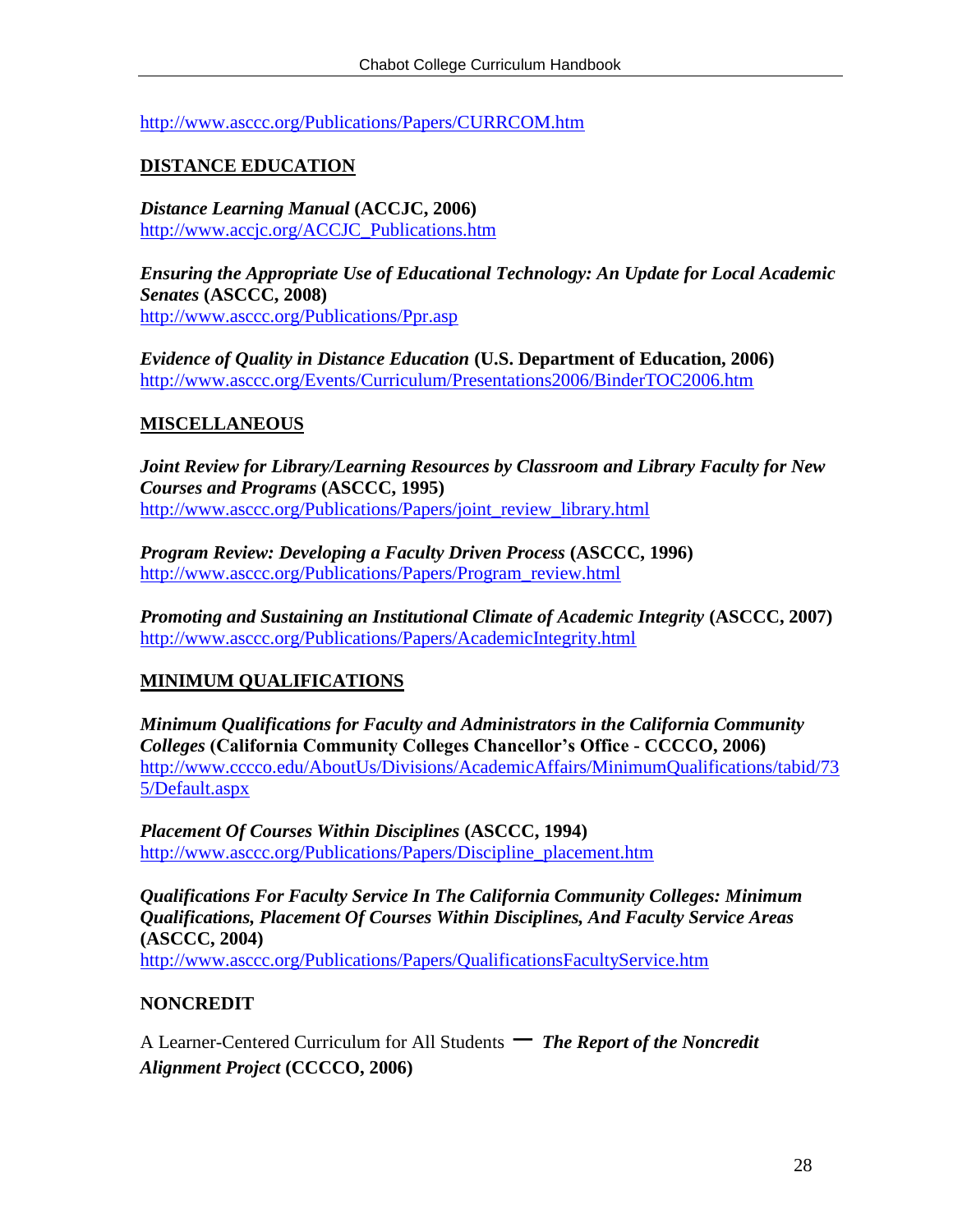http://www.asccc.org/Publications/Papers/CURRCOM.htm

## DISTANCE EDUCATION

***Distance Learning Manual*** **(ACCJC, 2006)**
http://www.accjc.org/ACCJC_Publications.htm

***Ensuring the Appropriate Use of Educational Technology: An Update for Local Academic Senates*** **(ASCCC, 2008)**
http://www.asccc.org/Publications/Ppr.asp

***Evidence of Quality in Distance Education*** **(U.S. Department of Education, 2006)**
http://www.asccc.org/Events/Curriculum/Presentations2006/BinderTOC2006.htm

## MISCELLANEOUS

***Joint Review for Library/Learning Resources by Classroom and Library Faculty for New Courses and Programs*** **(ASCCC, 1995)**
http://www.asccc.org/Publications/Papers/joint_review_library.html

***Program Review: Developing a Faculty Driven Process*** **(ASCCC, 1996)**
http://www.asccc.org/Publications/Papers/Program_review.html

***Promoting and Sustaining an Institutional Climate of Academic Integrity*** **(ASCCC, 2007)**
http://www.asccc.org/Publications/Papers/AcademicIntegrity.html

## MINIMUM QUALIFICATIONS

***Minimum Qualifications for Faculty and Administrators in the California Community Colleges*** **(California Community Colleges Chancellor's Office - CCCCO, 2006)**
http://www.cccco.edu/AboutUs/Divisions/AcademicAffairs/MinimumQualifications/tabid/735/Default.aspx

***Placement Of Courses Within Disciplines*** **(ASCCC, 1994)**
http://www.asccc.org/Publications/Papers/Discipline_placement.htm

***Qualifications For Faculty Service In The California Community Colleges: Minimum Qualifications, Placement Of Courses Within Disciplines, And Faculty Service Areas*** **(ASCCC, 2004)**
http://www.asccc.org/Publications/Papers/QualificationsFacultyService.htm

## NONCREDIT

A Learner-Centered Curriculum for All Students — ***The Report of the Noncredit Alignment Project*** **(CCCCO, 2006)**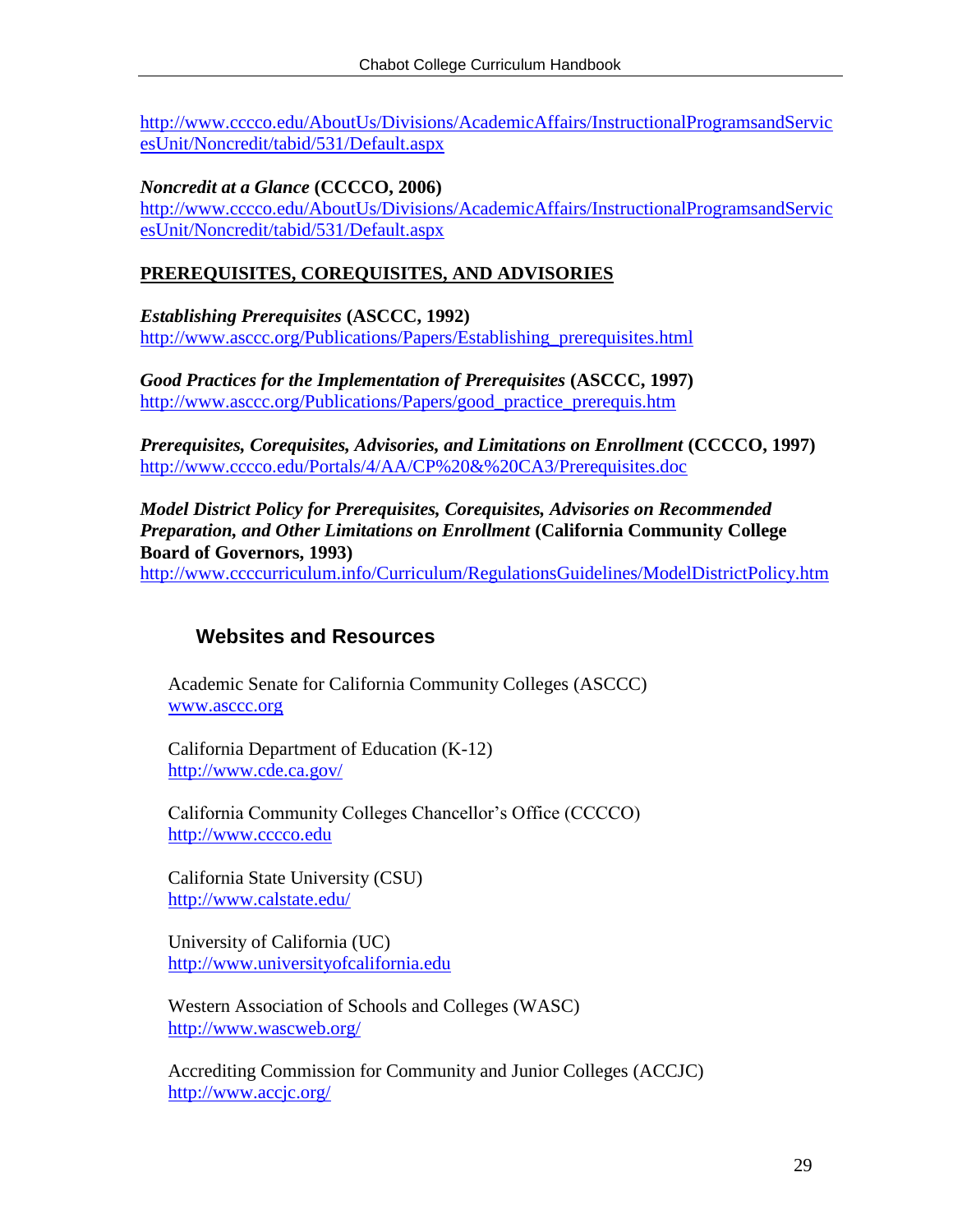http://www.cccco.edu/AboutUs/Divisions/AcademicAffairs/InstructionalProgramsandServicesUnit/Noncredit/tabid/531/Default.aspx

***Noncredit at a Glance*** **(CCCCO, 2006)**
http://www.cccco.edu/AboutUs/Divisions/AcademicAffairs/InstructionalProgramsandServicesUnit/Noncredit/tabid/531/Default.aspx

**PREREQUISITES, COREQUISITES, AND ADVISORIES**

***Establishing Prerequisites*** **(ASCCC, 1992)**
http://www.asccc.org/Publications/Papers/Establishing_prerequisites.html

***Good Practices for the Implementation of Prerequisites*** **(ASCCC, 1997)**
http://www.asccc.org/Publications/Papers/good_practice_prerequis.htm

***Prerequisites, Corequisites, Advisories, and Limitations on Enrollment*** **(CCCCO, 1997)**
http://www.cccco.edu/Portals/4/AA/CP%20&%20CA3/Prerequisites.doc

***Model District Policy for Prerequisites, Corequisites, Advisories on Recommended Preparation, and Other Limitations on Enrollment*** **(California Community College Board of Governors, 1993)**
http://www.ccccurriculum.info/Curriculum/RegulationsGuidelines/ModelDistrictPolicy.htm

## Websites and Resources

Academic Senate for California Community Colleges (ASCCC)
www.asccc.org

California Department of Education (K-12)
http://www.cde.ca.gov/

California Community Colleges Chancellor's Office (CCCCO)
http://www.cccco.edu

California State University (CSU)
http://www.calstate.edu/

University of California (UC)
http://www.universityofcalifornia.edu

Western Association of Schools and Colleges (WASC)
http://www.wascweb.org/

Accrediting Commission for Community and Junior Colleges (ACCJC)
http://www.accjc.org/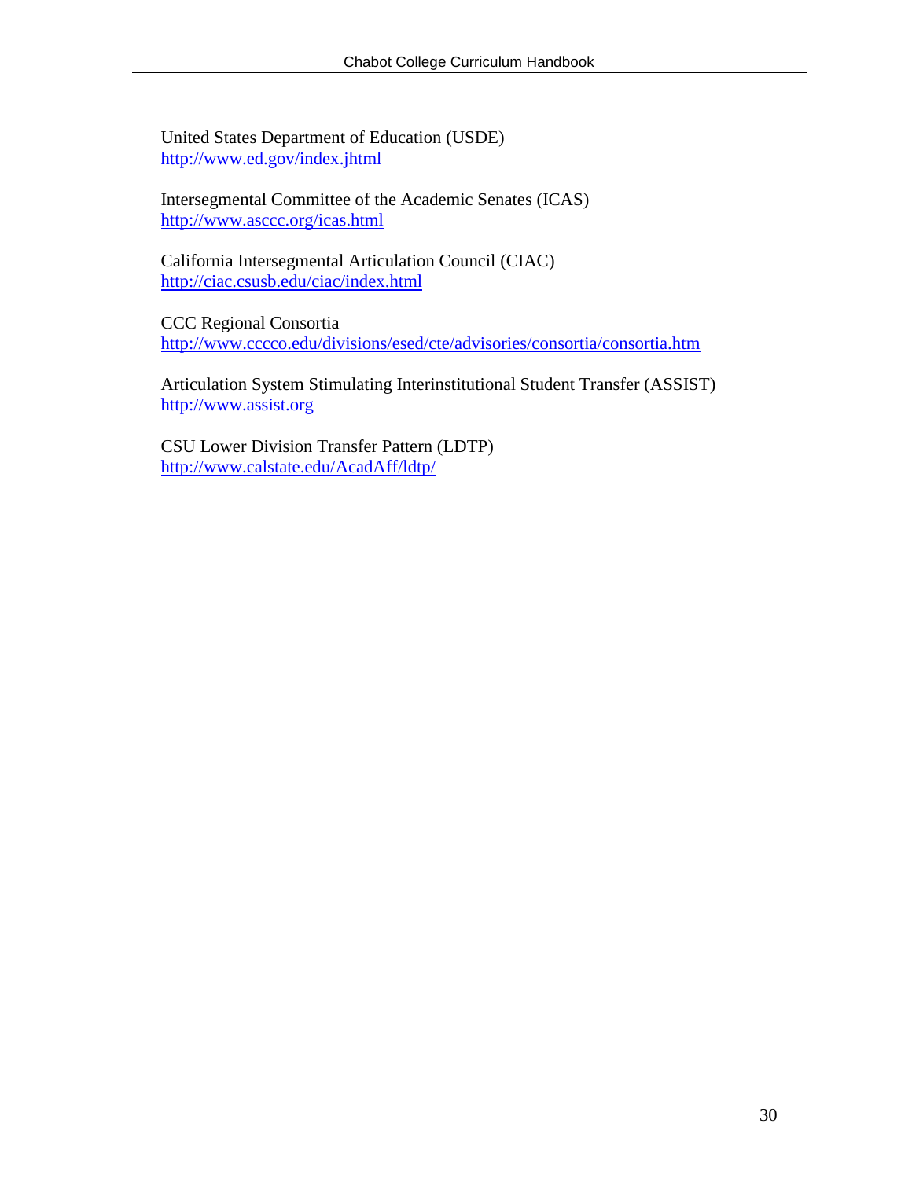United States Department of Education (USDE)
http://www.ed.gov/index.jhtml

Intersegmental Committee of the Academic Senates (ICAS)
http://www.asccc.org/icas.html

California Intersegmental Articulation Council (CIAC)
http://ciac.csusb.edu/ciac/index.html

CCC Regional Consortia
http://www.cccco.edu/divisions/esed/cte/advisories/consortia/consortia.htm

Articulation System Stimulating Interinstitutional Student Transfer (ASSIST)
http://www.assist.org

CSU Lower Division Transfer Pattern (LDTP)
http://www.calstate.edu/AcadAff/ldtp/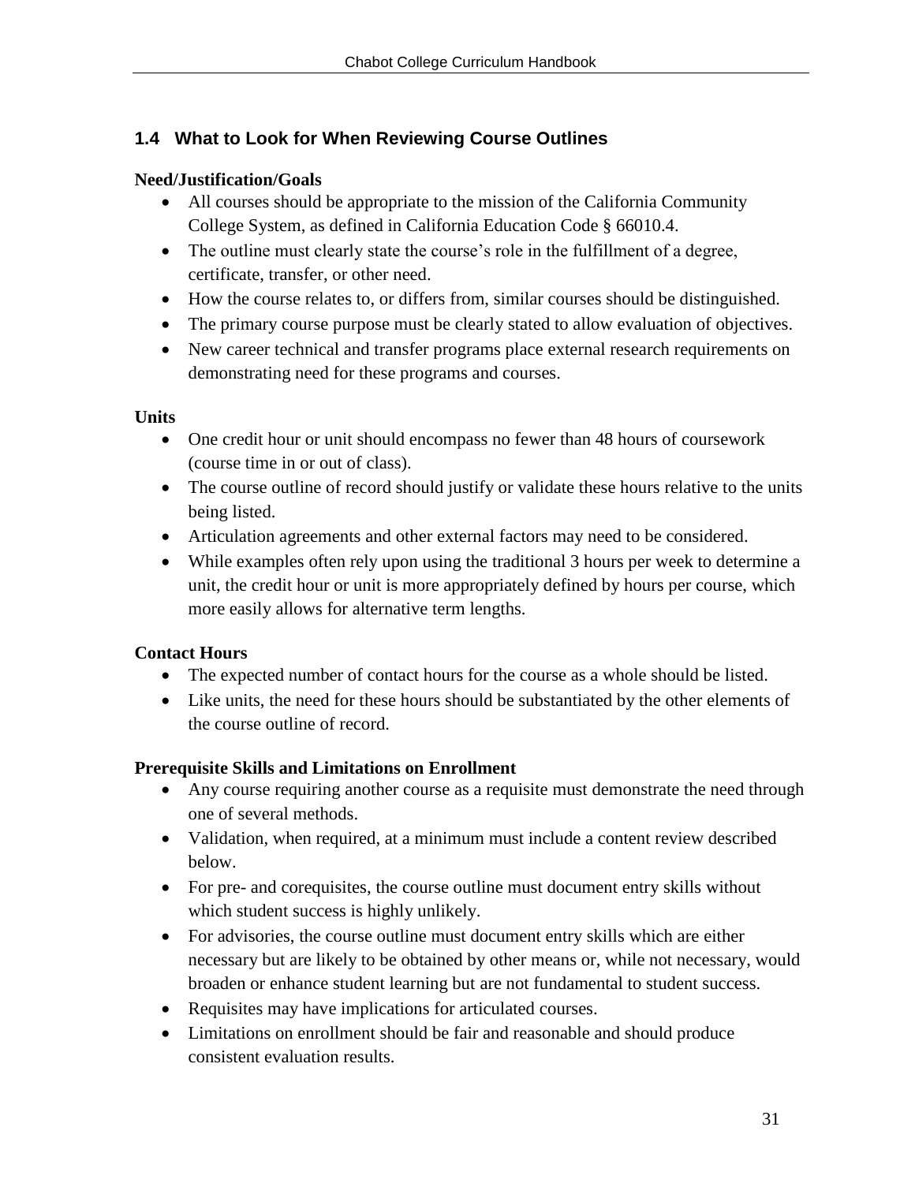## 1.4 What to Look for When Reviewing Course Outlines

**Need/Justification/Goals**

- All courses should be appropriate to the mission of the California Community College System, as defined in California Education Code § 66010.4.
- The outline must clearly state the course's role in the fulfillment of a degree, certificate, transfer, or other need.
- How the course relates to, or differs from, similar courses should be distinguished.
- The primary course purpose must be clearly stated to allow evaluation of objectives.
- New career technical and transfer programs place external research requirements on demonstrating need for these programs and courses.

**Units**

- One credit hour or unit should encompass no fewer than 48 hours of coursework (course time in or out of class).
- The course outline of record should justify or validate these hours relative to the units being listed.
- Articulation agreements and other external factors may need to be considered.
- While examples often rely upon using the traditional 3 hours per week to determine a unit, the credit hour or unit is more appropriately defined by hours per course, which more easily allows for alternative term lengths.

**Contact Hours**

- The expected number of contact hours for the course as a whole should be listed.
- Like units, the need for these hours should be substantiated by the other elements of the course outline of record.

**Prerequisite Skills and Limitations on Enrollment**

- Any course requiring another course as a requisite must demonstrate the need through one of several methods.
- Validation, when required, at a minimum must include a content review described below.
- For pre- and corequisites, the course outline must document entry skills without which student success is highly unlikely.
- For advisories, the course outline must document entry skills which are either necessary but are likely to be obtained by other means or, while not necessary, would broaden or enhance student learning but are not fundamental to student success.
- Requisites may have implications for articulated courses.
- Limitations on enrollment should be fair and reasonable and should produce consistent evaluation results.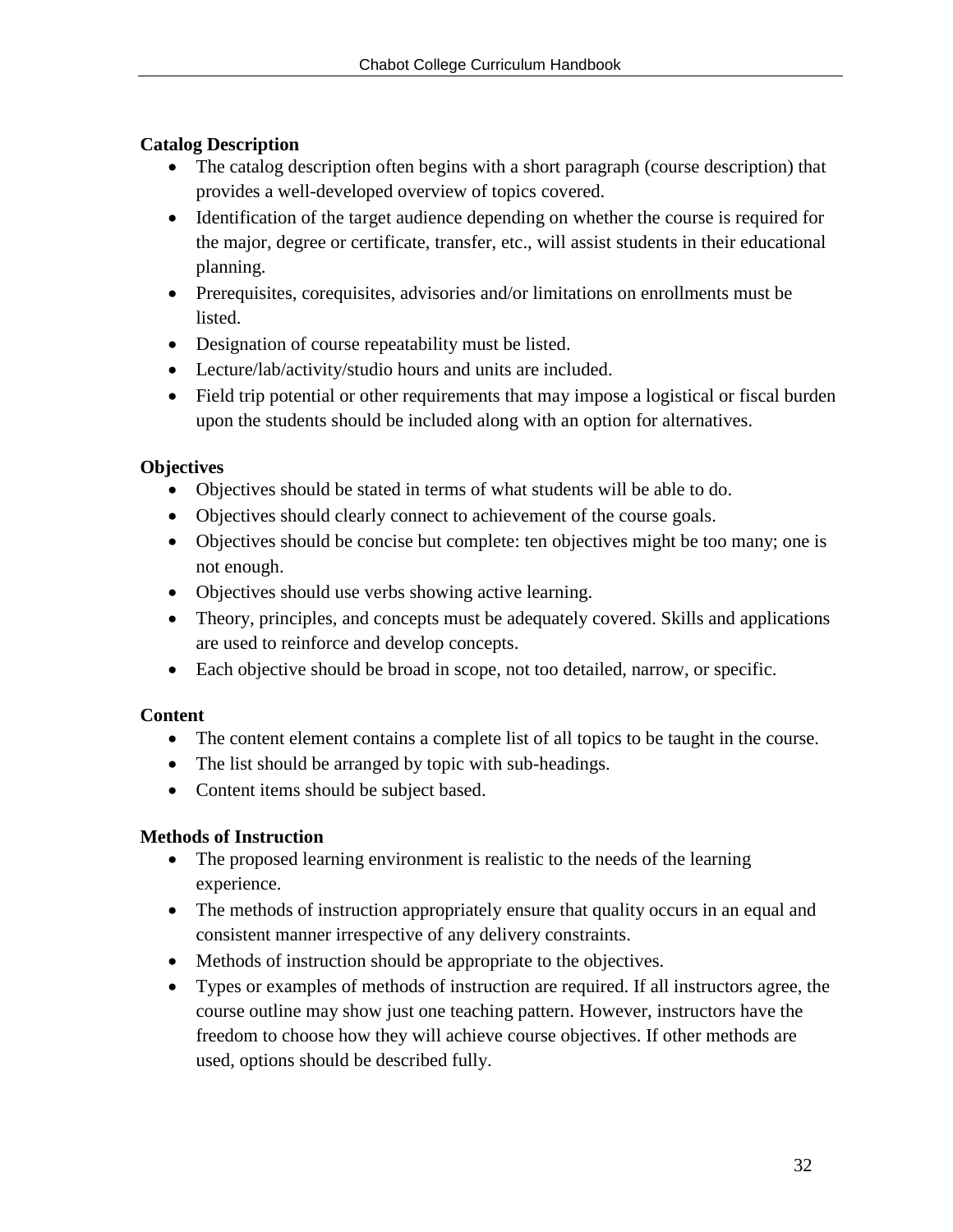**Catalog Description**

- The catalog description often begins with a short paragraph (course description) that provides a well-developed overview of topics covered.
- Identification of the target audience depending on whether the course is required for the major, degree or certificate, transfer, etc., will assist students in their educational planning.
- Prerequisites, corequisites, advisories and/or limitations on enrollments must be listed.
- Designation of course repeatability must be listed.
- Lecture/lab/activity/studio hours and units are included.
- Field trip potential or other requirements that may impose a logistical or fiscal burden upon the students should be included along with an option for alternatives.

**Objectives**

- Objectives should be stated in terms of what students will be able to do.
- Objectives should clearly connect to achievement of the course goals.
- Objectives should be concise but complete: ten objectives might be too many; one is not enough.
- Objectives should use verbs showing active learning.
- Theory, principles, and concepts must be adequately covered. Skills and applications are used to reinforce and develop concepts.
- Each objective should be broad in scope, not too detailed, narrow, or specific.

**Content**

- The content element contains a complete list of all topics to be taught in the course.
- The list should be arranged by topic with sub-headings.
- Content items should be subject based.

**Methods of Instruction**

- The proposed learning environment is realistic to the needs of the learning experience.
- The methods of instruction appropriately ensure that quality occurs in an equal and consistent manner irrespective of any delivery constraints.
- Methods of instruction should be appropriate to the objectives.
- Types or examples of methods of instruction are required. If all instructors agree, the course outline may show just one teaching pattern. However, instructors have the freedom to choose how they will achieve course objectives. If other methods are used, options should be described fully.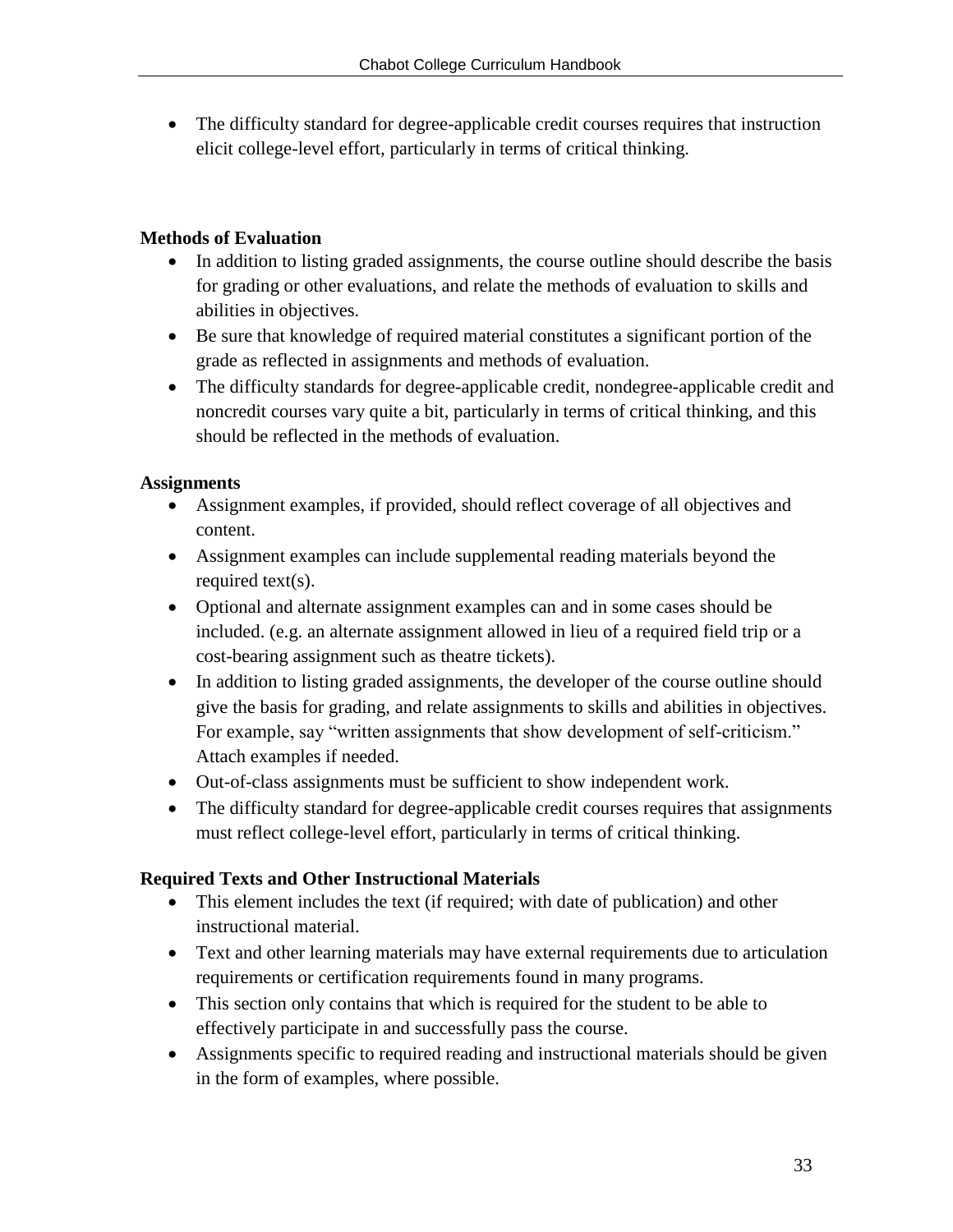- The difficulty standard for degree-applicable credit courses requires that instruction elicit college-level effort, particularly in terms of critical thinking.

**Methods of Evaluation**

- In addition to listing graded assignments, the course outline should describe the basis for grading or other evaluations, and relate the methods of evaluation to skills and abilities in objectives.
- Be sure that knowledge of required material constitutes a significant portion of the grade as reflected in assignments and methods of evaluation.
- The difficulty standards for degree-applicable credit, nondegree-applicable credit and noncredit courses vary quite a bit, particularly in terms of critical thinking, and this should be reflected in the methods of evaluation.

**Assignments**

- Assignment examples, if provided, should reflect coverage of all objectives and content.
- Assignment examples can include supplemental reading materials beyond the required text(s).
- Optional and alternate assignment examples can and in some cases should be included. (e.g. an alternate assignment allowed in lieu of a required field trip or a cost-bearing assignment such as theatre tickets).
- In addition to listing graded assignments, the developer of the course outline should give the basis for grading, and relate assignments to skills and abilities in objectives. For example, say "written assignments that show development of self-criticism." Attach examples if needed.
- Out-of-class assignments must be sufficient to show independent work.
- The difficulty standard for degree-applicable credit courses requires that assignments must reflect college-level effort, particularly in terms of critical thinking.

**Required Texts and Other Instructional Materials**

- This element includes the text (if required; with date of publication) and other instructional material.
- Text and other learning materials may have external requirements due to articulation requirements or certification requirements found in many programs.
- This section only contains that which is required for the student to be able to effectively participate in and successfully pass the course.
- Assignments specific to required reading and instructional materials should be given in the form of examples, where possible.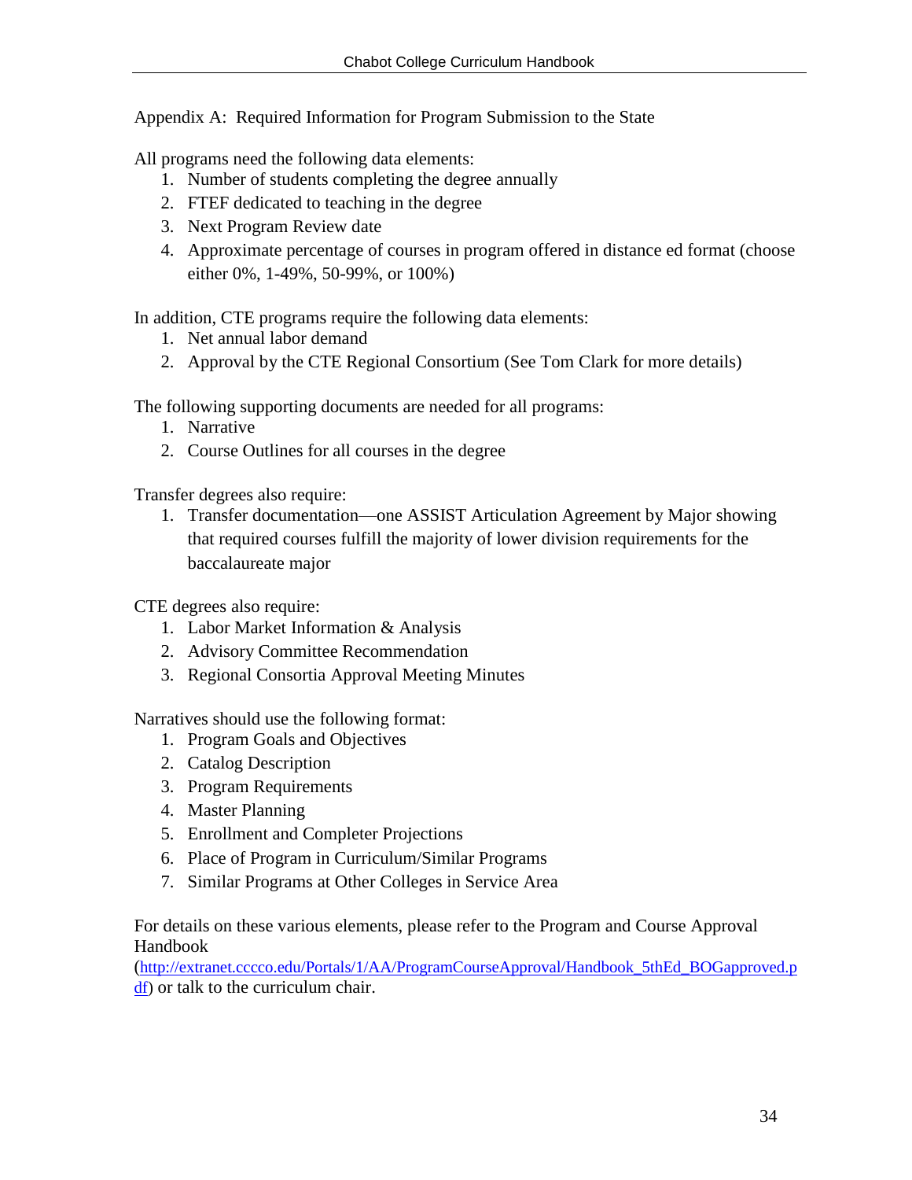## Appendix A: Required Information for Program Submission to the State

All programs need the following data elements:

1. Number of students completing the degree annually
2. FTEF dedicated to teaching in the degree
3. Next Program Review date
4. Approximate percentage of courses in program offered in distance ed format (choose either 0%, 1-49%, 50-99%, or 100%)

In addition, CTE programs require the following data elements:

1. Net annual labor demand
2. Approval by the CTE Regional Consortium (See Tom Clark for more details)

The following supporting documents are needed for all programs:

1. Narrative
2. Course Outlines for all courses in the degree

Transfer degrees also require:

1. Transfer documentation—one ASSIST Articulation Agreement by Major showing that required courses fulfill the majority of lower division requirements for the baccalaureate major

CTE degrees also require:

1. Labor Market Information & Analysis
2. Advisory Committee Recommendation
3. Regional Consortia Approval Meeting Minutes

Narratives should use the following format:

1. Program Goals and Objectives
2. Catalog Description
3. Program Requirements
4. Master Planning
5. Enrollment and Completer Projections
6. Place of Program in Curriculum/Similar Programs
7. Similar Programs at Other Colleges in Service Area

For details on these various elements, please refer to the Program and Course Approval Handbook (http://extranet.cccco.edu/Portals/1/AA/ProgramCourseApproval/Handbook_5thEd_BOGapproved.pdf) or talk to the curriculum chair.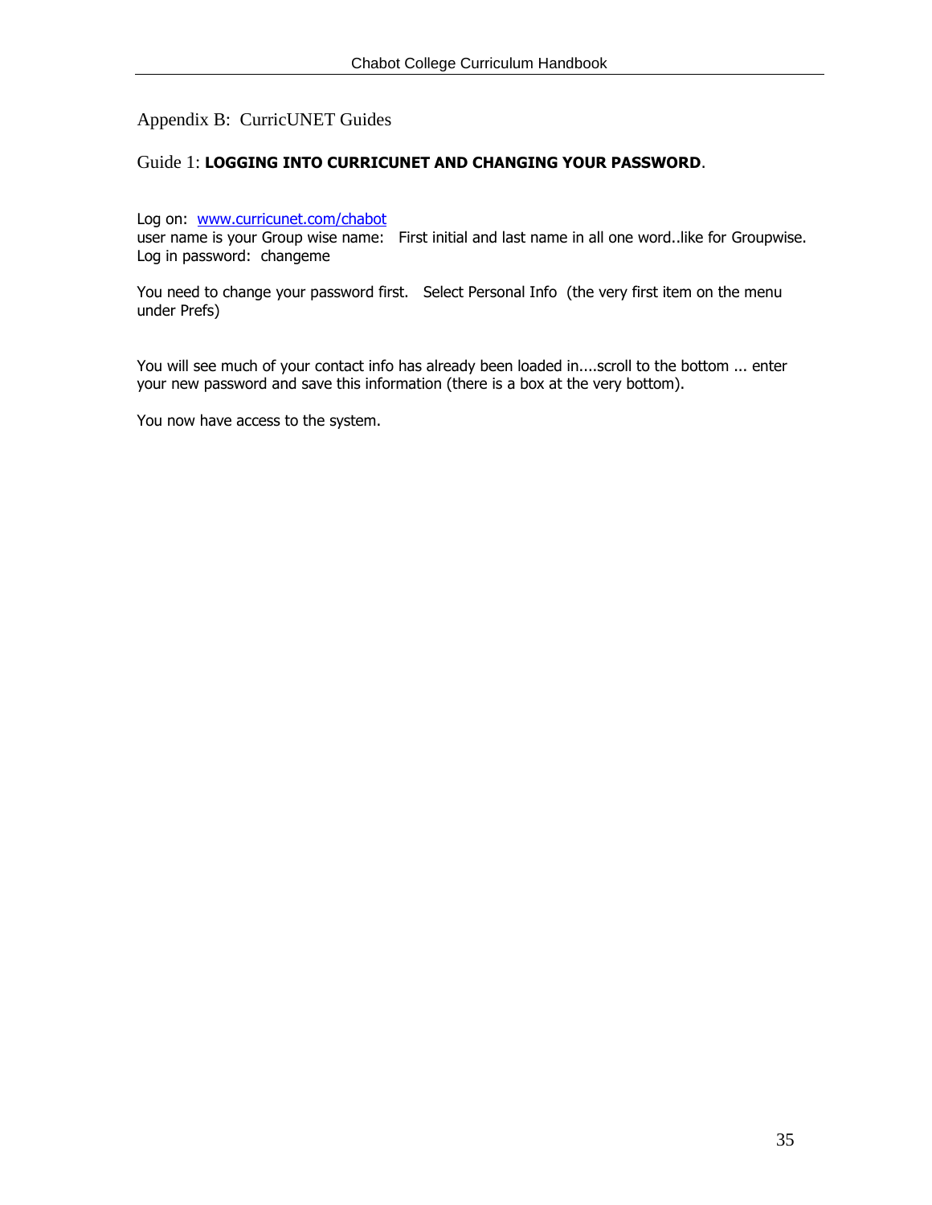## Appendix B: CurricUNET Guides

### Guide 1: **LOGGING INTO CURRICUNET AND CHANGING YOUR PASSWORD**.

Log on: [www.curricunet.com/chabot](www.curricunet.com/chabot)
user name is your Group wise name: First initial and last name in all one word..like for Groupwise.
Log in password: changeme

You need to change your password first. Select Personal Info (the very first item on the menu under Prefs)

You will see much of your contact info has already been loaded in....scroll to the bottom ... enter your new password and save this information (there is a box at the very bottom).

You now have access to the system.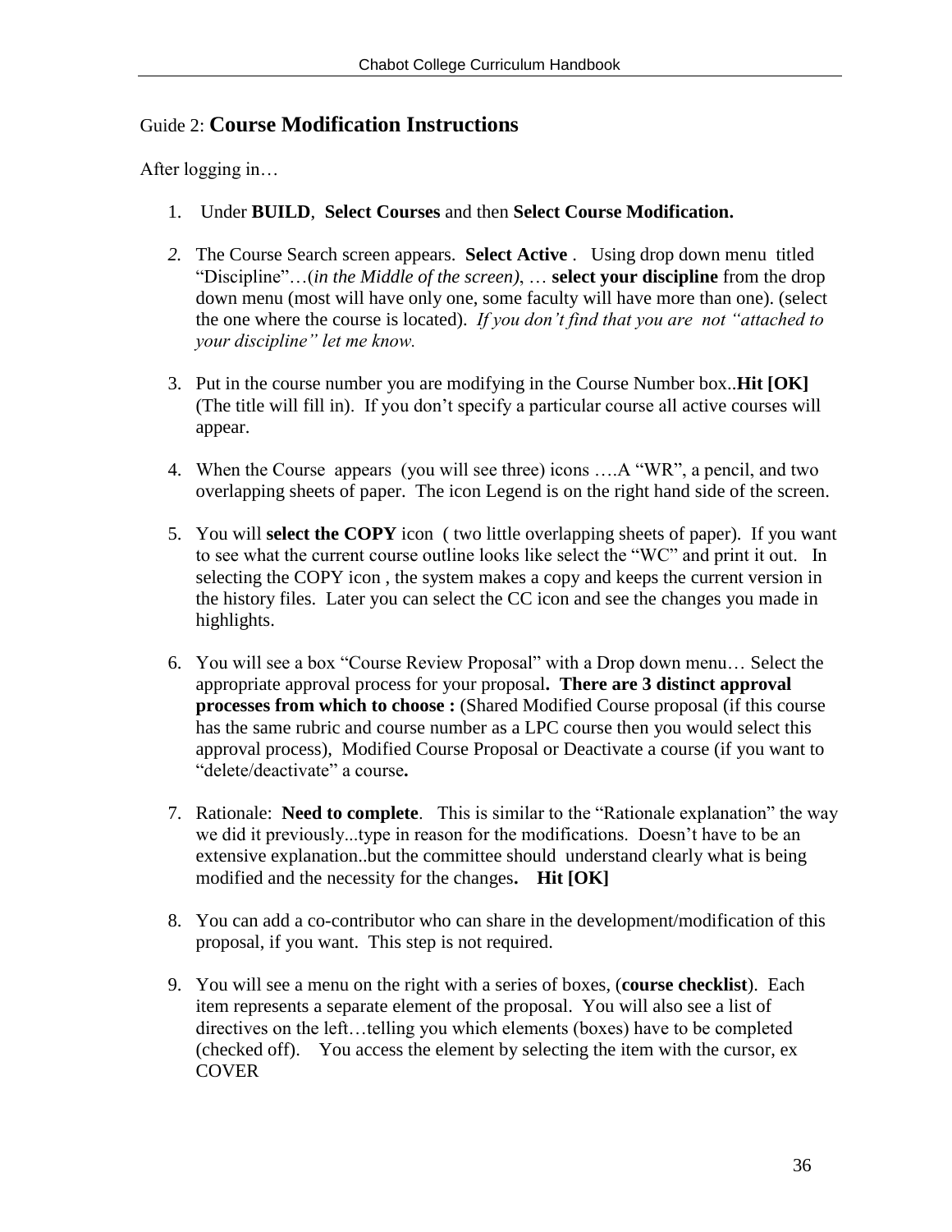## Guide 2: **Course Modification Instructions**

After logging in…

1. Under **BUILD**, **Select Courses** and then **Select Course Modification.**

2. The Course Search screen appears. **Select Active** . Using drop down menu titled "Discipline"…(*in the Middle of the screen)*, … **select your discipline** from the drop down menu (most will have only one, some faculty will have more than one). (select the one where the course is located). *If you don't find that you are not "attached to your discipline" let me know.*

3. Put in the course number you are modifying in the Course Number box..**Hit [OK]** (The title will fill in). If you don't specify a particular course all active courses will appear.

4. When the Course appears (you will see three) icons ….A "WR", a pencil, and two overlapping sheets of paper. The icon Legend is on the right hand side of the screen.

5. You will **select the COPY** icon ( two little overlapping sheets of paper). If you want to see what the current course outline looks like select the "WC" and print it out. In selecting the COPY icon , the system makes a copy and keeps the current version in the history files. Later you can select the CC icon and see the changes you made in highlights.

6. You will see a box "Course Review Proposal" with a Drop down menu… Select the appropriate approval process for your proposal**. There are 3 distinct approval processes from which to choose :** (Shared Modified Course proposal (if this course has the same rubric and course number as a LPC course then you would select this approval process), Modified Course Proposal or Deactivate a course (if you want to "delete/deactivate" a course**.**

7. Rationale: **Need to complete**. This is similar to the "Rationale explanation" the way we did it previously...type in reason for the modifications. Doesn't have to be an extensive explanation..but the committee should understand clearly what is being modified and the necessity for the changes**. Hit [OK]**

8. You can add a co-contributor who can share in the development/modification of this proposal, if you want. This step is not required.

9. You will see a menu on the right with a series of boxes, (**course checklist**). Each item represents a separate element of the proposal. You will also see a list of directives on the left…telling you which elements (boxes) have to be completed (checked off). You access the element by selecting the item with the cursor, ex COVER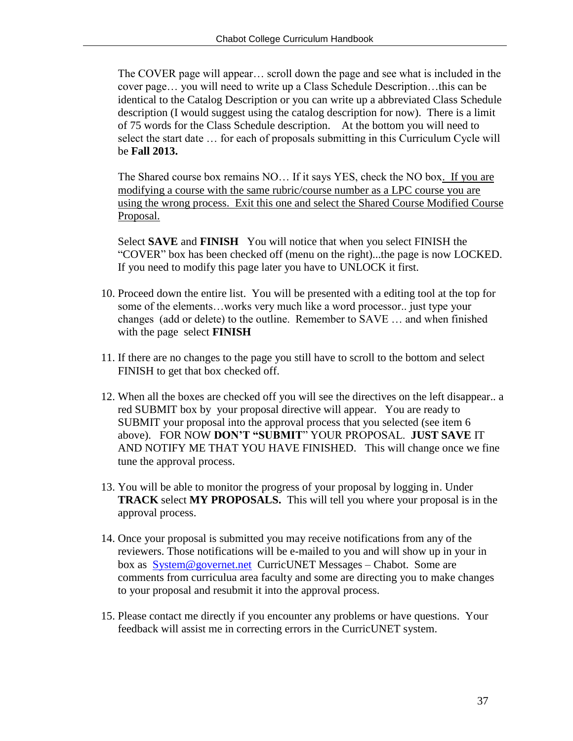The COVER page will appear… scroll down the page and see what is included in the cover page… you will need to write up a Class Schedule Description…this can be identical to the Catalog Description or you can write up a abbreviated Class Schedule description (I would suggest using the catalog description for now). There is a limit of 75 words for the Class Schedule description. At the bottom you will need to select the start date … for each of proposals submitting in this Curriculum Cycle will be **Fall 2013.**

The Shared course box remains NO… If it says YES, check the NO box. <u>If you are modifying a course with the same rubric/course number as a LPC course you are using the wrong process. Exit this one and select the Shared Course Modified Course Proposal.</u>

Select **SAVE** and **FINISH** You will notice that when you select FINISH the "COVER" box has been checked off (menu on the right)...the page is now LOCKED. If you need to modify this page later you have to UNLOCK it first.

10. Proceed down the entire list. You will be presented with a editing tool at the top for some of the elements…works very much like a word processor.. just type your changes (add or delete) to the outline. Remember to SAVE … and when finished with the page select **FINISH**

11. If there are no changes to the page you still have to scroll to the bottom and select FINISH to get that box checked off.

12. When all the boxes are checked off you will see the directives on the left disappear.. a red SUBMIT box by your proposal directive will appear. You are ready to SUBMIT your proposal into the approval process that you selected (see item 6 above). FOR NOW **DON'T "SUBMIT**" YOUR PROPOSAL. **JUST SAVE** IT AND NOTIFY ME THAT YOU HAVE FINISHED. This will change once we fine tune the approval process.

13. You will be able to monitor the progress of your proposal by logging in. Under **TRACK** select **MY PROPOSALS.** This will tell you where your proposal is in the approval process.

14. Once your proposal is submitted you may receive notifications from any of the reviewers. Those notifications will be e-mailed to you and will show up in your in box as System@governet.net CurricUNET Messages – Chabot. Some are comments from curriculua area faculty and some are directing you to make changes to your proposal and resubmit it into the approval process.

15. Please contact me directly if you encounter any problems or have questions. Your feedback will assist me in correcting errors in the CurricUNET system.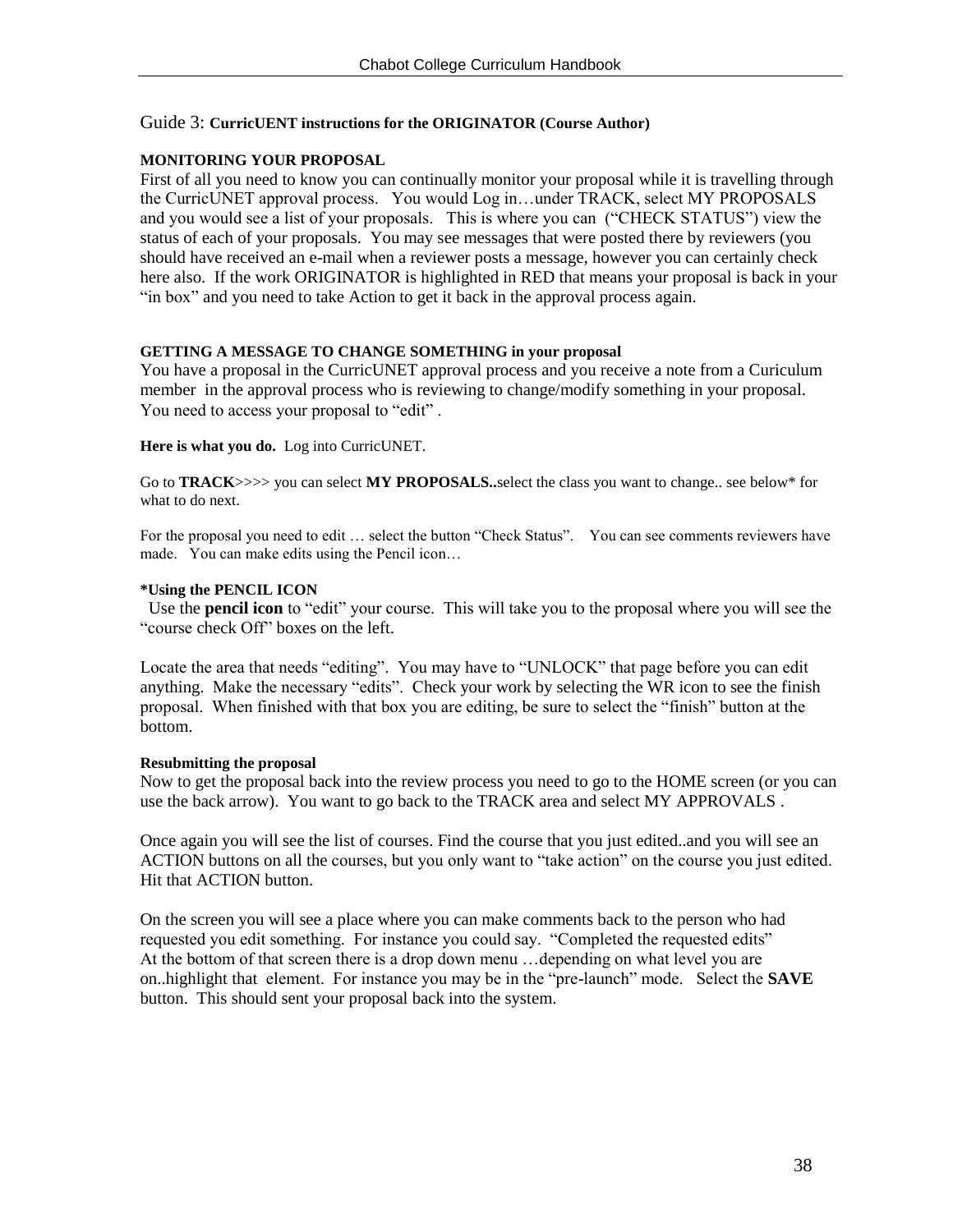## Guide 3: **CurricUENT instructions for the ORIGINATOR (Course Author)**

**MONITORING YOUR PROPOSAL**

First of all you need to know you can continually monitor your proposal while it is travelling through the CurricUNET approval process. You would Log in…under TRACK, select MY PROPOSALS and you would see a list of your proposals. This is where you can ("CHECK STATUS") view the status of each of your proposals. You may see messages that were posted there by reviewers (you should have received an e-mail when a reviewer posts a message, however you can certainly check here also. If the work ORIGINATOR is highlighted in RED that means your proposal is back in your "in box" and you need to take Action to get it back in the approval process again.

**GETTING A MESSAGE TO CHANGE SOMETHING in your proposal**

You have a proposal in the CurricUNET approval process and you receive a note from a Curiculum member in the approval process who is reviewing to change/modify something in your proposal. You need to access your proposal to "edit" .

**Here is what you do.** Log into CurricUNET.

Go to **TRACK**>>>> you can select **MY PROPOSALS..**select the class you want to change.. see below* for what to do next.

For the proposal you need to edit … select the button "Check Status". You can see comments reviewers have made. You can make edits using the Pencil icon…

**\*Using the PENCIL ICON**

Use the **pencil icon** to "edit" your course. This will take you to the proposal where you will see the "course check Off" boxes on the left.

Locate the area that needs "editing". You may have to "UNLOCK" that page before you can edit anything. Make the necessary "edits". Check your work by selecting the WR icon to see the finish proposal. When finished with that box you are editing, be sure to select the "finish" button at the bottom.

**Resubmitting the proposal**

Now to get the proposal back into the review process you need to go to the HOME screen (or you can use the back arrow). You want to go back to the TRACK area and select MY APPROVALS .

Once again you will see the list of courses. Find the course that you just edited..and you will see an ACTION buttons on all the courses, but you only want to "take action" on the course you just edited. Hit that ACTION button.

On the screen you will see a place where you can make comments back to the person who had requested you edit something. For instance you could say. "Completed the requested edits" At the bottom of that screen there is a drop down menu …depending on what level you are on..highlight that element. For instance you may be in the "pre-launch" mode. Select the **SAVE** button. This should sent your proposal back into the system.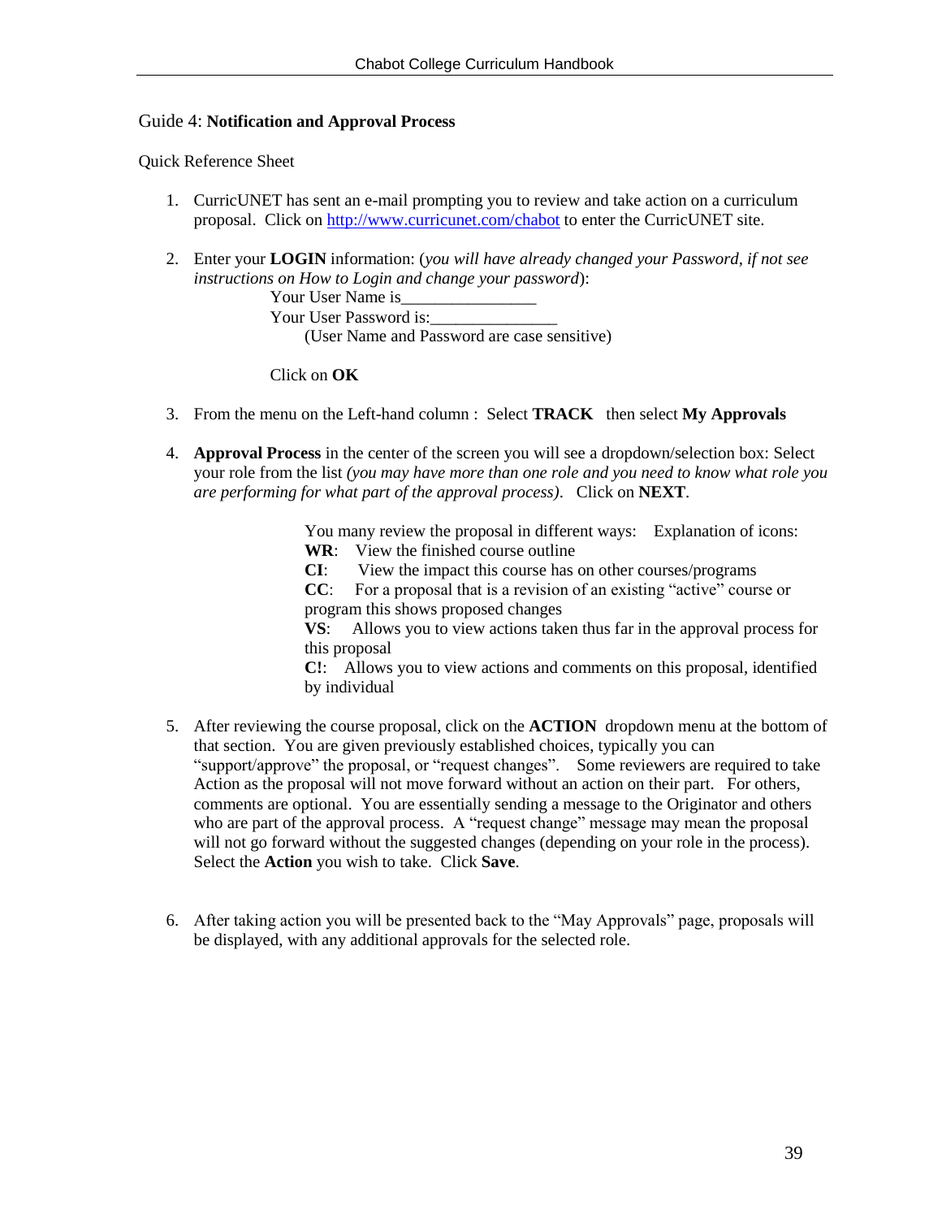## Guide 4: **Notification and Approval Process**

Quick Reference Sheet

1. CurricUNET has sent an e-mail prompting you to review and take action on a curriculum proposal. Click on [http://www.curricunet.com/chabot](http://www.curricunet.com/chabot) to enter the CurricUNET site.

2. Enter your **LOGIN** information: (*you will have already changed your Password, if not see instructions on How to Login and change your password*):

   Your User Name is________________

   Your User Password is:_______________

   (User Name and Password are case sensitive)

   Click on **OK**

3. From the menu on the Left-hand column : Select **TRACK** then select **My Approvals**

4. **Approval Process** in the center of the screen you will see a dropdown/selection box: Select your role from the list *(you may have more than one role and you need to know what role you are performing for what part of the approval process)*. Click on **NEXT**.

   You many review the proposal in different ways: Explanation of icons:

   **WR**: View the finished course outline

   **CI**: View the impact this course has on other courses/programs

   **CC**: For a proposal that is a revision of an existing "active" course or program this shows proposed changes

   **VS**: Allows you to view actions taken thus far in the approval process for this proposal

   **C!**: Allows you to view actions and comments on this proposal, identified by individual

5. After reviewing the course proposal, click on the **ACTION** dropdown menu at the bottom of that section. You are given previously established choices, typically you can "support/approve" the proposal, or "request changes". Some reviewers are required to take Action as the proposal will not move forward without an action on their part. For others, comments are optional. You are essentially sending a message to the Originator and others who are part of the approval process. A "request change" message may mean the proposal will not go forward without the suggested changes (depending on your role in the process). Select the **Action** you wish to take. Click **Save**.

6. After taking action you will be presented back to the "May Approvals" page, proposals will be displayed, with any additional approvals for the selected role.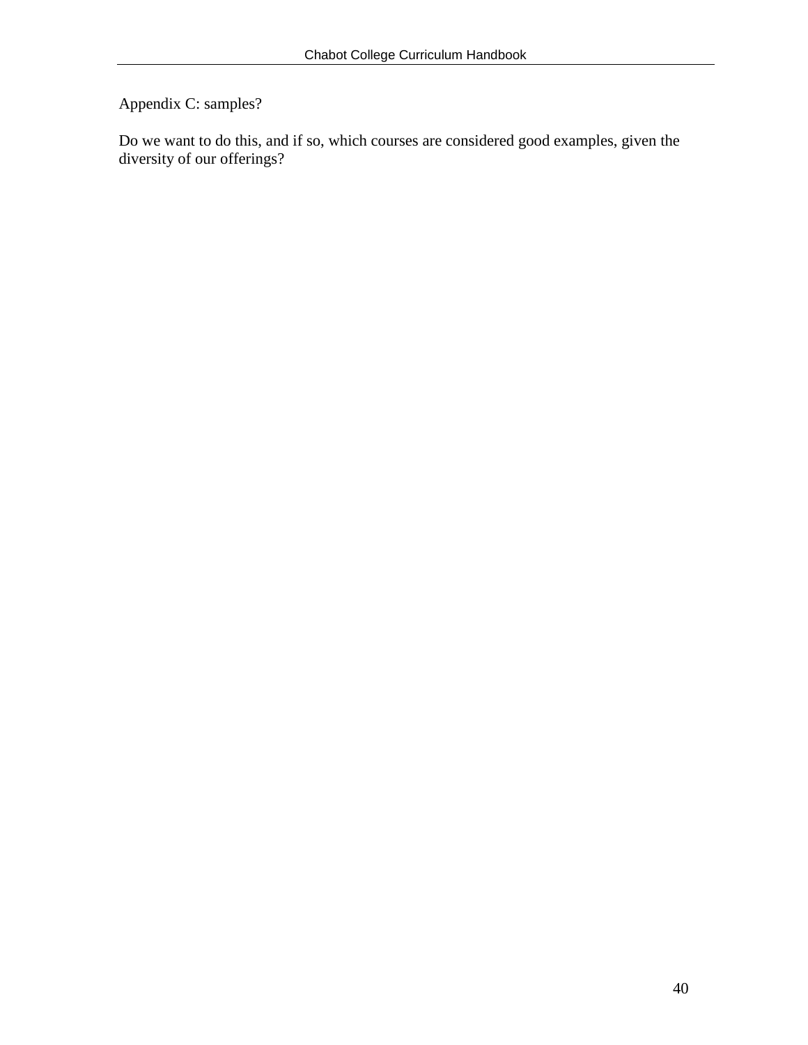Appendix C: samples?

Do we want to do this, and if so, which courses are considered good examples, given the diversity of our offerings?